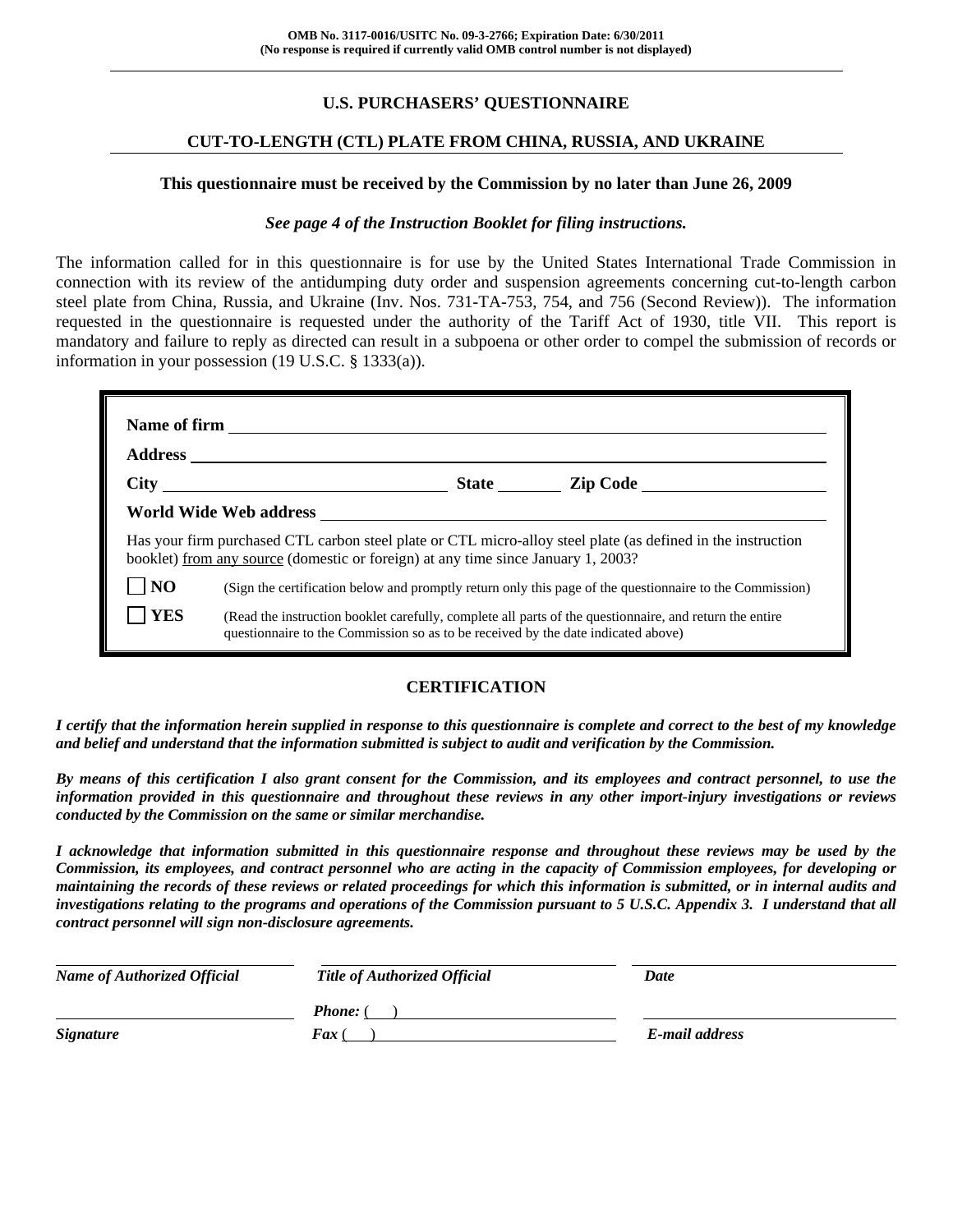**OMB No. 3117-0016/USITC No. 09-3-2766; Expiration Date: 6/30/2011**
**(No response is required if currently valid OMB control number is not displayed)**

## U.S. PURCHASERS' QUESTIONNAIRE

## CUT-TO-LENGTH (CTL) PLATE FROM CHINA, RUSSIA, AND UKRAINE

**This questionnaire must be received by the Commission by no later than June 26, 2009**

***See page 4 of the Instruction Booklet for filing instructions.***

The information called for in this questionnaire is for use by the United States International Trade Commission in connection with its review of the antidumping duty order and suspension agreements concerning cut-to-length carbon steel plate from China, Russia, and Ukraine (Inv. Nos. 731-TA-753, 754, and 756 (Second Review)). The information requested in the questionnaire is requested under the authority of the Tariff Act of 1930, title VII. This report is mandatory and failure to reply as directed can result in a subpoena or other order to compel the submission of records or information in your possession (19 U.S.C. § 1333(a)).

**Name of firm** ______________________________

**Address** ______________________________

**City** ____________ **State** ________ **Zip Code** ____________

**World Wide Web address** ______________________________

Has your firm purchased CTL carbon steel plate or CTL micro-alloy steel plate (as defined in the instruction booklet) from any source (domestic or foreign) at any time since January 1, 2003?

☐ **NO** (Sign the certification below and promptly return only this page of the questionnaire to the Commission)

☐ **YES** (Read the instruction booklet carefully, complete all parts of the questionnaire, and return the entire questionnaire to the Commission so as to be received by the date indicated above)

## CERTIFICATION

***I certify that the information herein supplied in response to this questionnaire is complete and correct to the best of my knowledge and belief and understand that the information submitted is subject to audit and verification by the Commission.***

***By means of this certification I also grant consent for the Commission, and its employees and contract personnel, to use the information provided in this questionnaire and throughout these reviews in any other import-injury investigations or reviews conducted by the Commission on the same or similar merchandise.***

***I acknowledge that information submitted in this questionnaire response and throughout these reviews may be used by the Commission, its employees, and contract personnel who are acting in the capacity of Commission employees, for developing or maintaining the records of these reviews or related proceedings for which this information is submitted, or in internal audits and investigations relating to the programs and operations of the Commission pursuant to 5 U.S.C. Appendix 3. I understand that all contract personnel will sign non-disclosure agreements.***

| ______________________ | ______________________ | ______________________ |
|---|---|---|
| ***Name of Authorized Official*** | ***Title of Authorized Official*** | ***Date*** |
| ______________________ | ***Phone:*** ( ) ______________ | ______________________ |
| ***Signature*** | ***Fax*** ( ) ______________ | ***E-mail address*** |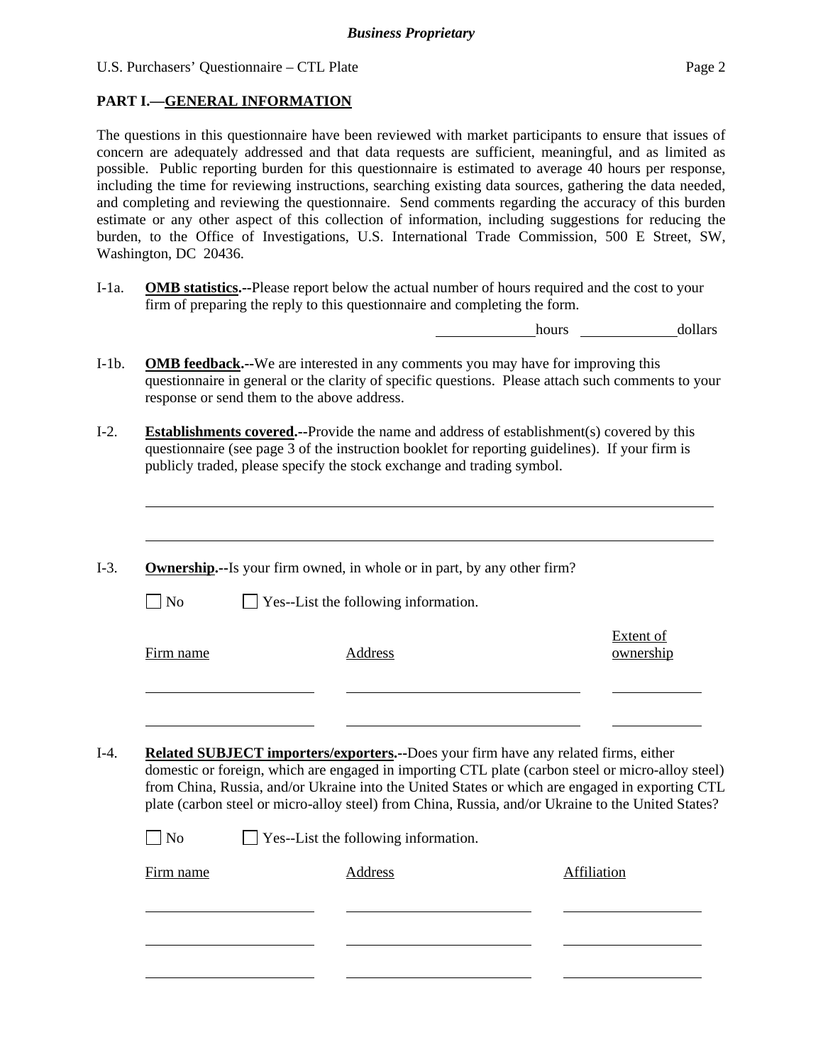## PART I.—GENERAL INFORMATION

The questions in this questionnaire have been reviewed with market participants to ensure that issues of concern are adequately addressed and that data requests are sufficient, meaningful, and as limited as possible. Public reporting burden for this questionnaire is estimated to average 40 hours per response, including the time for reviewing instructions, searching existing data sources, gathering the data needed, and completing and reviewing the questionnaire. Send comments regarding the accuracy of this burden estimate or any other aspect of this collection of information, including suggestions for reducing the burden, to the Office of Investigations, U.S. International Trade Commission, 500 E Street, SW, Washington, DC 20436.

I-1a. **OMB statistics.**--Please report below the actual number of hours required and the cost to your firm of preparing the reply to this questionnaire and completing the form.

______________ hours ______________ dollars

I-1b. **OMB feedback.**--We are interested in any comments you may have for improving this questionnaire in general or the clarity of specific questions. Please attach such comments to your response or send them to the above address.

I-2. **Establishments covered.**--Provide the name and address of establishment(s) covered by this questionnaire (see page 3 of the instruction booklet for reporting guidelines). If your firm is publicly traded, please specify the stock exchange and trading symbol.

________________________________________________________________________________

________________________________________________________________________________

I-3. **Ownership.**--Is your firm owned, in whole or in part, by any other firm?

☐ No ☐ Yes--List the following information.

| Firm name | Address | Extent of ownership |
|---|---|---|
| | | |
| | | |

I-4. **Related SUBJECT importers/exporters.**--Does your firm have any related firms, either domestic or foreign, which are engaged in importing CTL plate (carbon steel or micro-alloy steel) from China, Russia, and/or Ukraine into the United States or which are engaged in exporting CTL plate (carbon steel or micro-alloy steel) from China, Russia, and/or Ukraine to the United States?

☐ No ☐ Yes--List the following information.

| Firm name | Address | Affiliation |
|---|---|---|
| | | |
| | | |
| | | |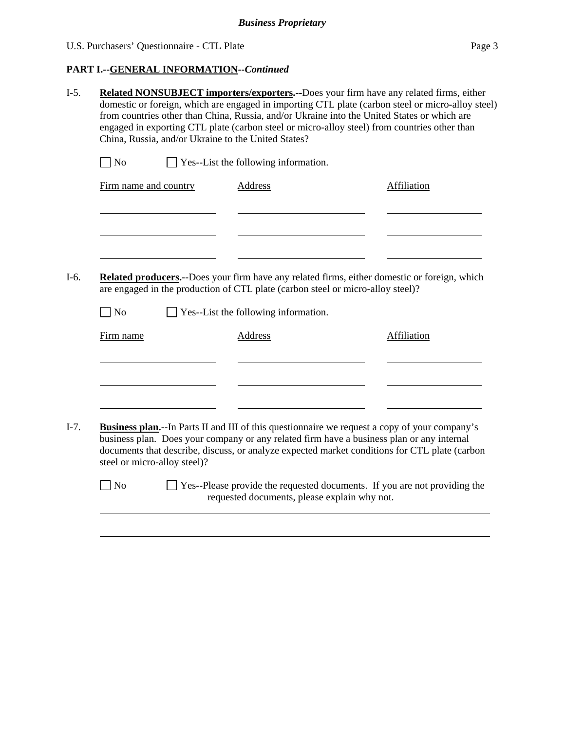**PART I.--GENERAL INFORMATION--*Continued***

I-5. **Related NONSUBJECT importers/exporters.--**Does your firm have any related firms, either domestic or foreign, which are engaged in importing CTL plate (carbon steel or micro-alloy steel) from countries other than China, Russia, and/or Ukraine into the United States or which are engaged in exporting CTL plate (carbon steel or micro-alloy steel) from countries other than China, Russia, and/or Ukraine to the United States?

☐ No ☐ Yes--List the following information.

| Firm name and country | Address | Affiliation |
|---|---|---|
| | | |
| | | |
| | | |

I-6. **Related producers.--**Does your firm have any related firms, either domestic or foreign, which are engaged in the production of CTL plate (carbon steel or micro-alloy steel)?

☐ No ☐ Yes--List the following information.

| Firm name | Address | Affiliation |
|---|---|---|
| | | |
| | | |
| | | |

I-7. **Business plan.--**In Parts II and III of this questionnaire we request a copy of your company's business plan. Does your company or any related firm have a business plan or any internal documents that describe, discuss, or analyze expected market conditions for CTL plate (carbon steel or micro-alloy steel)?

☐ No ☐ Yes--Please provide the requested documents. If you are not providing the requested documents, please explain why not.

______________________________________________________________________

______________________________________________________________________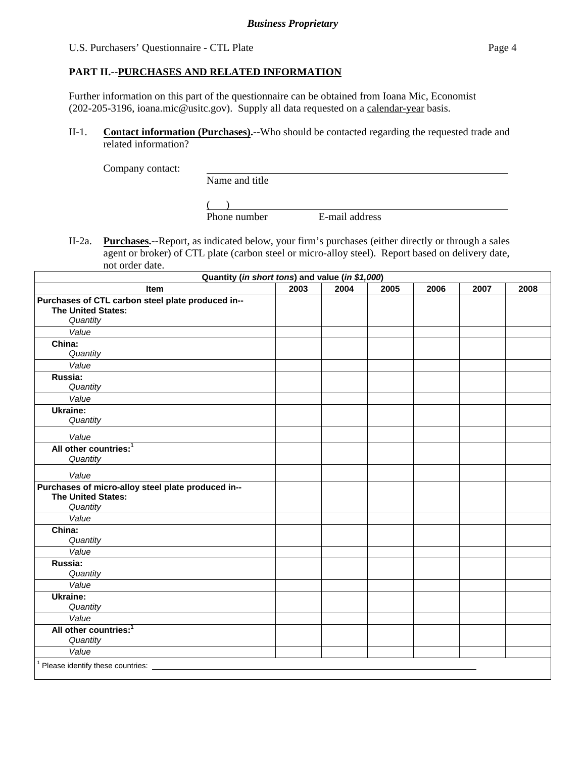**PART II.--PURCHASES AND RELATED INFORMATION**

Further information on this part of the questionnaire can be obtained from Ioana Mic, Economist (202-205-3196, ioana.mic@usitc.gov). Supply all data requested on a calendar-year basis.

II-1. **Contact information (Purchases).--**Who should be contacted regarding the requested trade and related information?

Company contact: \_\_\_\_\_\_\_\_\_\_\_\_\_\_\_\_\_\_\_\_\_\_\_\_\_\_\_\_\_\_\_\_\_\_\_\_\_\_\_\_
Name and title

(      ) \_\_\_\_\_\_\_\_\_\_\_\_\_\_\_\_\_\_\_\_\_\_\_\_\_\_\_\_\_\_\_\_\_\_\_\_\_\_\_\_
Phone number                E-mail address

II-2a. **Purchases.--**Report, as indicated below, your firm's purchases (either directly or through a sales agent or broker) of CTL plate (carbon steel or micro-alloy steel). Report based on delivery date, not order date.

| Quantity (*in short tons*) and value (*in $1,000*) | | | | | | |
|---|---|---|---|---|---|---|
| **Item** | **2003** | **2004** | **2005** | **2006** | **2007** | **2008** |
| **Purchases of CTL carbon steel plate produced in--** **The United States:** *Quantity* | | | | | | |
| *Value* | | | | | | |
| **China:** *Quantity* | | | | | | |
| *Value* | | | | | | |
| **Russia:** *Quantity* | | | | | | |
| *Value* | | | | | | |
| **Ukraine:** *Quantity* | | | | | | |
| *Value* | | | | | | |
| **All other countries:**[1] *Quantity* | | | | | | |
| *Value* | | | | | | |
| **Purchases of micro-alloy steel plate produced in--** **The United States:** *Quantity* | | | | | | |
| *Value* | | | | | | |
| **China:** *Quantity* | | | | | | |
| *Value* | | | | | | |
| **Russia:** *Quantity* | | | | | | |
| *Value* | | | | | | |
| **Ukraine:** *Quantity* | | | | | | |
| *Value* | | | | | | |
| **All other countries:**[1] *Quantity* | | | | | | |
| *Value* | | | | | | |

[1] Please identify these countries: \_\_\_\_\_\_\_\_\_\_\_\_\_\_\_\_\_\_\_\_\_\_\_\_\_\_\_\_\_\_\_\_\_\_\_\_\_\_\_\_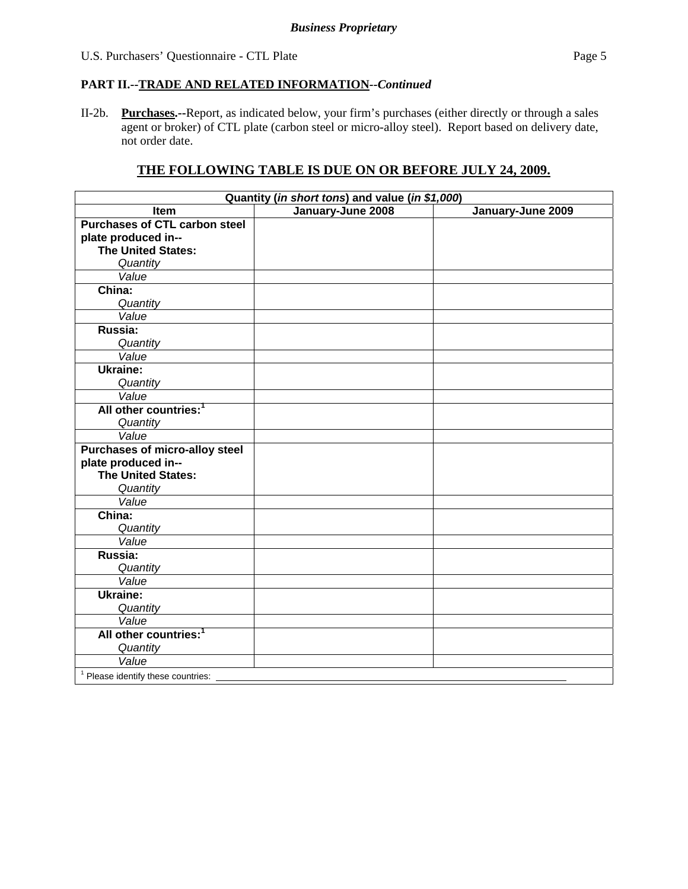**Business Proprietary**

U.S. Purchasers' Questionnaire - CTL Plate

**PART II.--TRADE AND RELATED INFORMATION--*Continued***

II-2b. **Purchases.**--Report, as indicated below, your firm's purchases (either directly or through a sales agent or broker) of CTL plate (carbon steel or micro-alloy steel). Report based on delivery date, not order date.

## THE FOLLOWING TABLE IS DUE ON OR BEFORE JULY 24, 2009.

| Quantity (*in short tons*) and value (*in $1,000*) | | |
|---|---|---|
| **Item** | **January-June 2008** | **January-June 2009** |
| **Purchases of CTL carbon steel plate produced in--** | | |
| **The United States:** *Quantity* | | |
| *Value* | | |
| **China:** *Quantity* | | |
| *Value* | | |
| **Russia:** *Quantity* | | |
| *Value* | | |
| **Ukraine:** *Quantity* | | |
| *Value* | | |
| **All other countries:**[1] *Quantity* | | |
| *Value* | | |
| **Purchases of micro-alloy steel plate produced in--** | | |
| **The United States:** *Quantity* | | |
| *Value* | | |
| **China:** *Quantity* | | |
| *Value* | | |
| **Russia:** *Quantity* | | |
| *Value* | | |
| **Ukraine:** *Quantity* | | |
| *Value* | | |
| **All other countries:**[1] *Quantity* | | |
| *Value* | | |
| [1] Please identify these countries: ____________________ | | |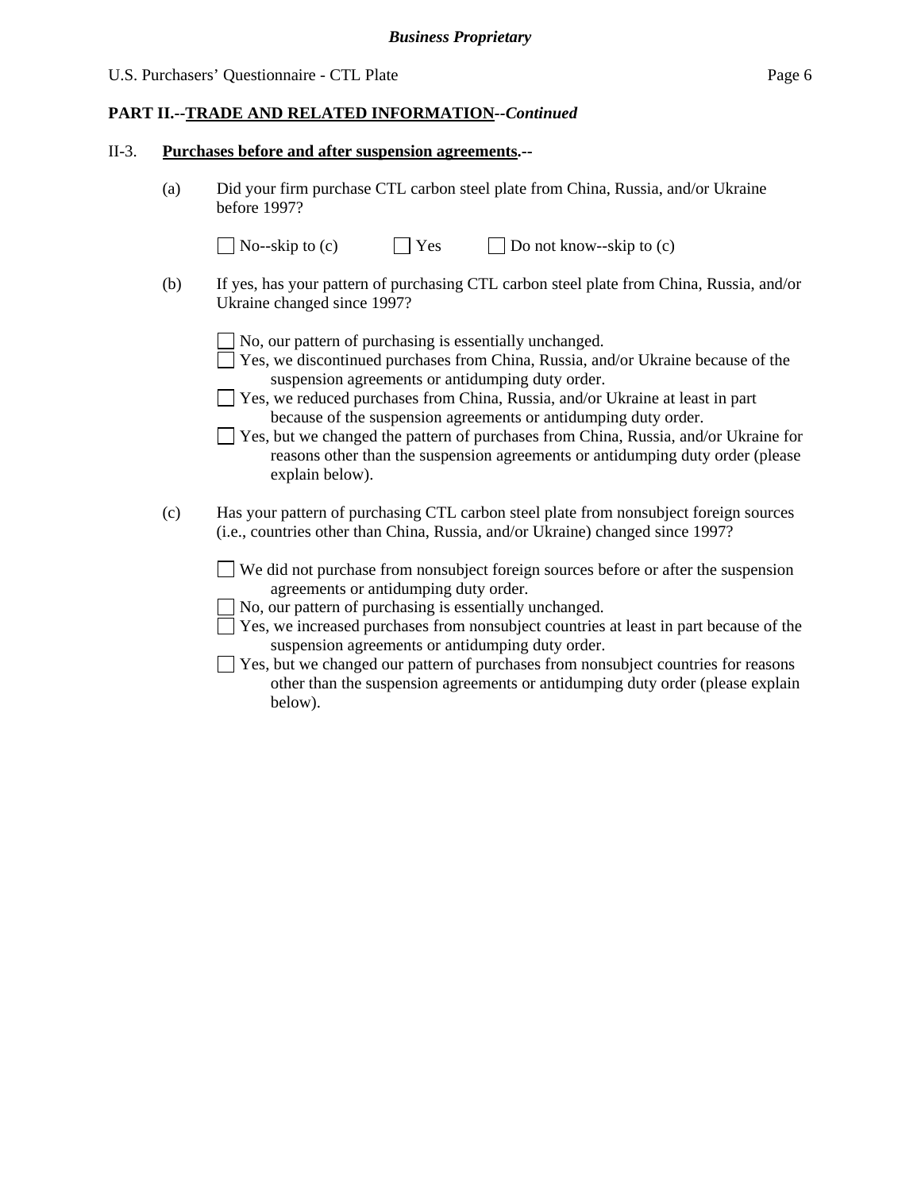**PART II.--TRADE AND RELATED INFORMATION--*Continued***

II-3. **Purchases before and after suspension agreements.--**

(a) Did your firm purchase CTL carbon steel plate from China, Russia, and/or Ukraine before 1997?

☐ No--skip to (c) ☐ Yes ☐ Do not know--skip to (c)

(b) If yes, has your pattern of purchasing CTL carbon steel plate from China, Russia, and/or Ukraine changed since 1997?

☐ No, our pattern of purchasing is essentially unchanged.
☐ Yes, we discontinued purchases from China, Russia, and/or Ukraine because of the suspension agreements or antidumping duty order.
☐ Yes, we reduced purchases from China, Russia, and/or Ukraine at least in part because of the suspension agreements or antidumping duty order.
☐ Yes, but we changed the pattern of purchases from China, Russia, and/or Ukraine for reasons other than the suspension agreements or antidumping duty order (please explain below).

(c) Has your pattern of purchasing CTL carbon steel plate from nonsubject foreign sources (i.e., countries other than China, Russia, and/or Ukraine) changed since 1997?

☐ We did not purchase from nonsubject foreign sources before or after the suspension agreements or antidumping duty order.
☐ No, our pattern of purchasing is essentially unchanged.
☐ Yes, we increased purchases from nonsubject countries at least in part because of the suspension agreements or antidumping duty order.
☐ Yes, but we changed our pattern of purchases from nonsubject countries for reasons other than the suspension agreements or antidumping duty order (please explain below).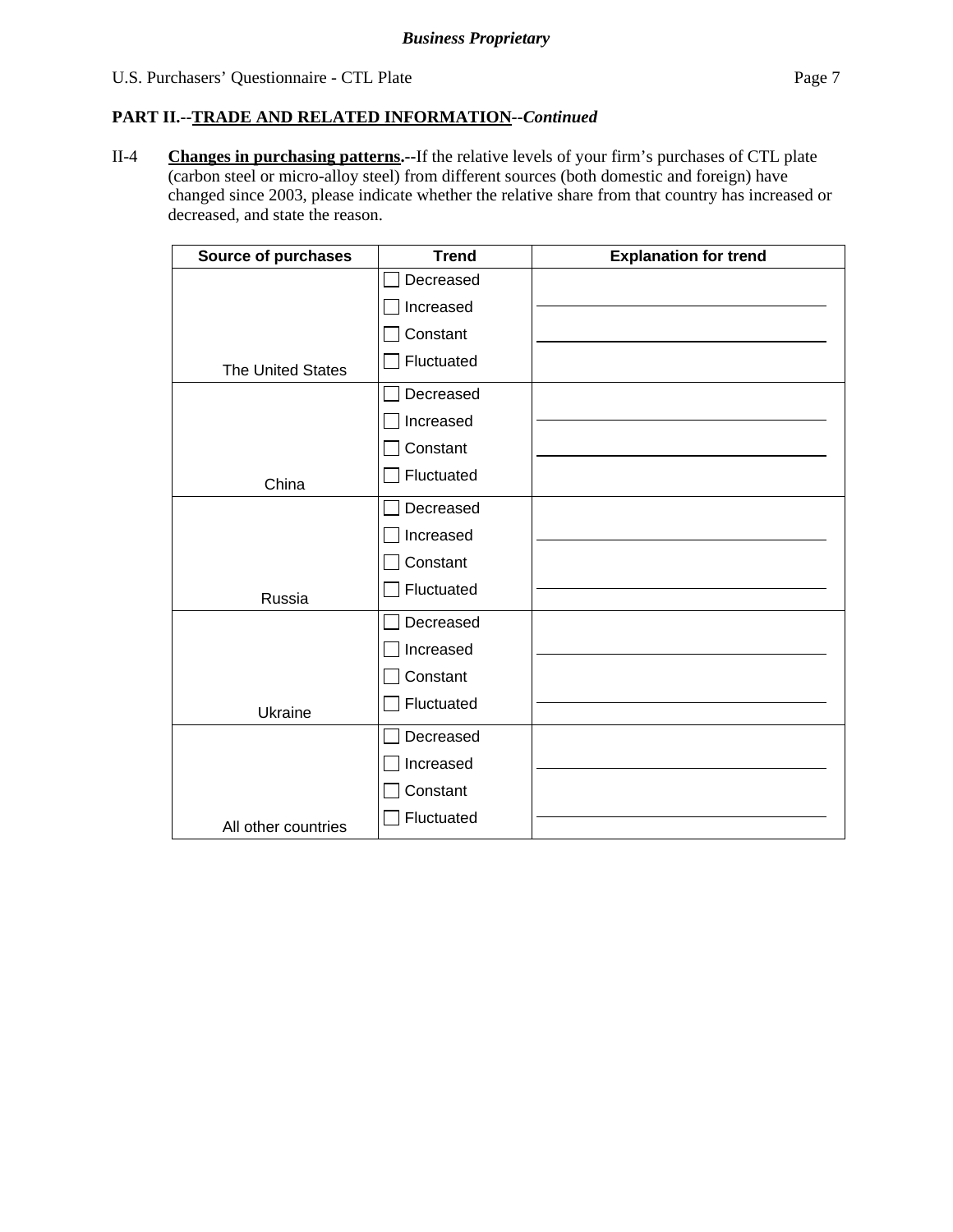**PART II.--TRADE AND RELATED INFORMATION--*Continued***

II-4 **Changes in purchasing patterns.--**If the relative levels of your firm's purchases of CTL plate (carbon steel or micro-alloy steel) from different sources (both domestic and foreign) have changed since 2003, please indicate whether the relative share from that country has increased or decreased, and state the reason.

| Source of purchases | Trend | Explanation for trend |
|---|---|---|
| The United States | ☐ Decreased<br>☐ Increased<br>☐ Constant<br>☐ Fluctuated | |
| China | ☐ Decreased<br>☐ Increased<br>☐ Constant<br>☐ Fluctuated | |
| Russia | ☐ Decreased<br>☐ Increased<br>☐ Constant<br>☐ Fluctuated | |
| Ukraine | ☐ Decreased<br>☐ Increased<br>☐ Constant<br>☐ Fluctuated | |
| All other countries | ☐ Decreased<br>☐ Increased<br>☐ Constant<br>☐ Fluctuated | |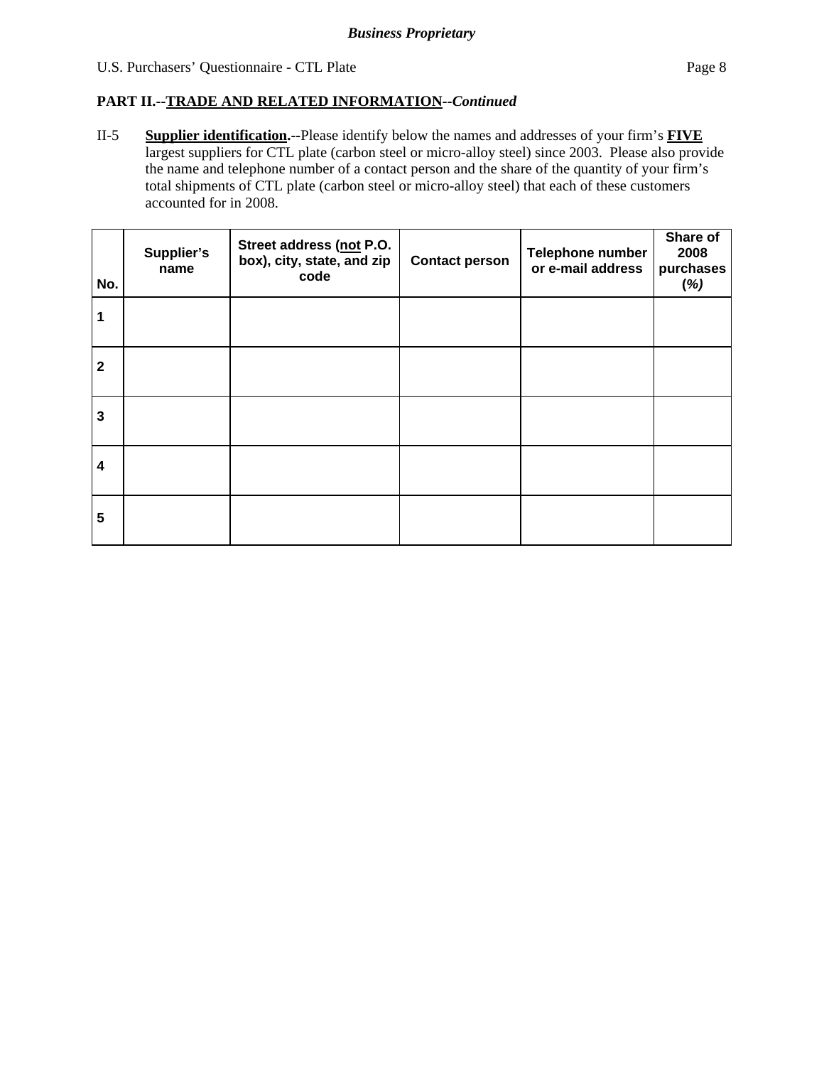**PART II.--TRADE AND RELATED INFORMATION--*Continued***

II-5 **Supplier identification.--**Please identify below the names and addresses of your firm's **FIVE** largest suppliers for CTL plate (carbon steel or micro-alloy steel) since 2003. Please also provide the name and telephone number of a contact person and the share of the quantity of your firm's total shipments of CTL plate (carbon steel or micro-alloy steel) that each of these customers accounted for in 2008.

| No. | Supplier's name | Street address (not P.O. box), city, state, and zip code | Contact person | Telephone number or e-mail address | Share of 2008 purchases *(%)* |
|---|---|---|---|---|---|
| 1 | | | | | |
| 2 | | | | | |
| 3 | | | | | |
| 4 | | | | | |
| 5 | | | | | |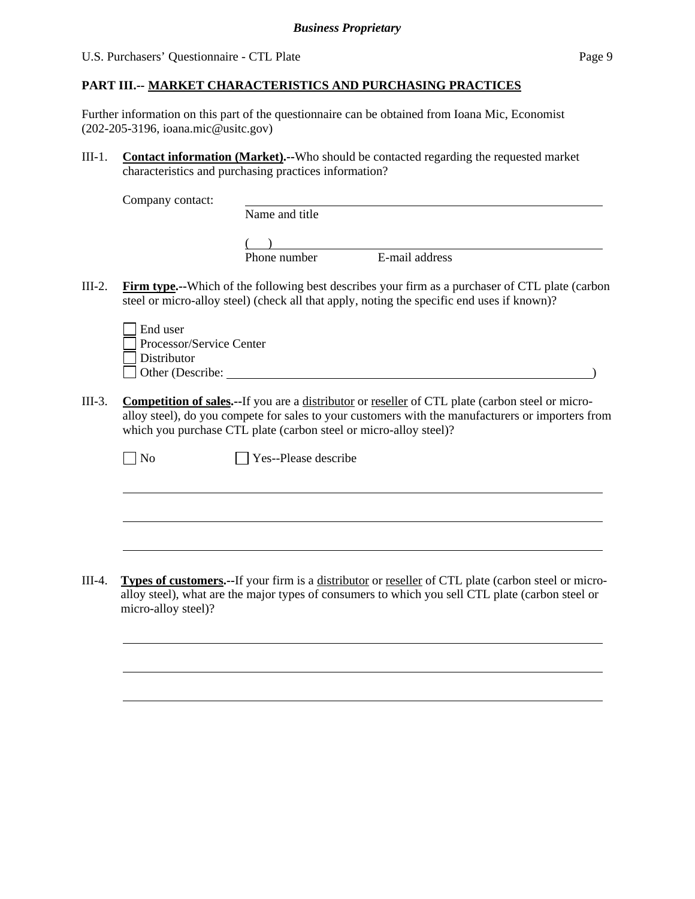*Business Proprietary*

## PART III.-- MARKET CHARACTERISTICS AND PURCHASING PRACTICES

Further information on this part of the questionnaire can be obtained from Ioana Mic, Economist (202-205-3196, ioana.mic@usitc.gov)

III-1. **Contact information (Market).--**Who should be contacted regarding the requested market characteristics and purchasing practices information?

Company contact: ______________________________
Name and title

(   ) ______________________________
Phone number  E-mail address

III-2. **Firm type.--**Which of the following best describes your firm as a purchaser of CTL plate (carbon steel or micro-alloy steel) (check all that apply, noting the specific end uses if known)?

- ☐ End user
- ☐ Processor/Service Center
- ☐ Distributor
- ☐ Other (Describe: ______________________________)

III-3. **Competition of sales.--**If you are a distributor or reseller of CTL plate (carbon steel or micro-alloy steel), do you compete for sales to your customers with the manufacturers or importers from which you purchase CTL plate (carbon steel or micro-alloy steel)?

☐ No  ☐ Yes--Please describe

______________________________

______________________________

______________________________

III-4. **Types of customers.--**If your firm is a distributor or reseller of CTL plate (carbon steel or micro-alloy steel), what are the major types of consumers to which you sell CTL plate (carbon steel or micro-alloy steel)?

______________________________

______________________________

______________________________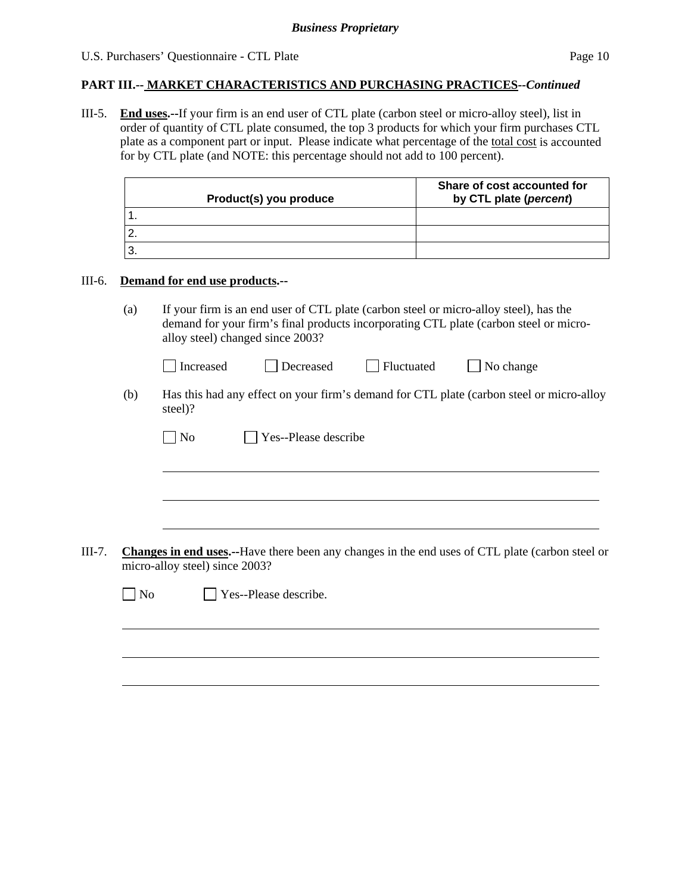**PART III.-- MARKET CHARACTERISTICS AND PURCHASING PRACTICES--*Continued***

III-5. **End uses.**--If your firm is an end user of CTL plate (carbon steel or micro-alloy steel), list in order of quantity of CTL plate consumed, the top 3 products for which your firm purchases CTL plate as a component part or input. Please indicate what percentage of the total cost is accounted for by CTL plate (and NOTE: this percentage should not add to 100 percent).

| Product(s) you produce | Share of cost accounted for by CTL plate (*percent*) |
|---|---|
| 1. | |
| 2. | |
| 3. | |

III-6. **Demand for end use products.--**

(a) If your firm is an end user of CTL plate (carbon steel or micro-alloy steel), has the demand for your firm's final products incorporating CTL plate (carbon steel or micro-alloy steel) changed since 2003?

☐ Increased ☐ Decreased ☐ Fluctuated ☐ No change

(b) Has this had any effect on your firm's demand for CTL plate (carbon steel or micro-alloy steel)?

☐ No ☐ Yes--Please describe

_______________________________________________

_______________________________________________

_______________________________________________

III-7. **Changes in end uses.--**Have there been any changes in the end uses of CTL plate (carbon steel or micro-alloy steel) since 2003?

☐ No ☐ Yes--Please describe.

_______________________________________________

_______________________________________________

_______________________________________________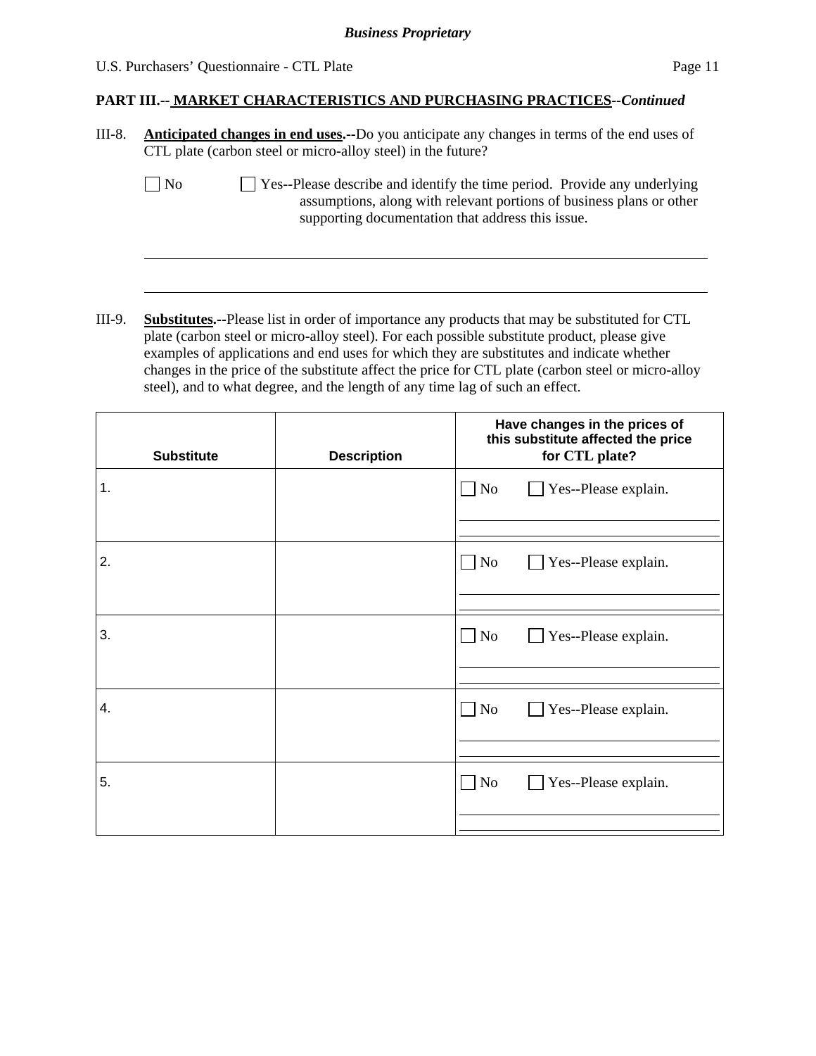**PART III.-- MARKET CHARACTERISTICS AND PURCHASING PRACTICES--*Continued***

III-8. **Anticipated changes in end uses.--**Do you anticipate any changes in terms of the end uses of CTL plate (carbon steel or micro-alloy steel) in the future?

☐ No ☐ Yes--Please describe and identify the time period. Provide any underlying assumptions, along with relevant portions of business plans or other supporting documentation that address this issue.

\_\_\_\_\_\_\_\_\_\_\_\_\_\_\_\_\_\_\_\_\_\_\_\_\_\_\_\_\_\_\_\_\_\_\_\_\_\_\_\_\_\_\_\_\_\_\_\_\_\_\_\_\_\_\_\_\_\_\_\_\_\_\_\_\_\_\_\_\_\_

\_\_\_\_\_\_\_\_\_\_\_\_\_\_\_\_\_\_\_\_\_\_\_\_\_\_\_\_\_\_\_\_\_\_\_\_\_\_\_\_\_\_\_\_\_\_\_\_\_\_\_\_\_\_\_\_\_\_\_\_\_\_\_\_\_\_\_\_\_\_

III-9. **Substitutes.--**Please list in order of importance any products that may be substituted for CTL plate (carbon steel or micro-alloy steel). For each possible substitute product, please give examples of applications and end uses for which they are substitutes and indicate whether changes in the price of the substitute affect the price for CTL plate (carbon steel or micro-alloy steel), and to what degree, and the length of any time lag of such an effect.

| Substitute | Description | Have changes in the prices of this substitute affected the price for CTL plate? |
|---|---|---|
| 1. | | ☐ No ☐ Yes--Please explain. |
| 2. | | ☐ No ☐ Yes--Please explain. |
| 3. | | ☐ No ☐ Yes--Please explain. |
| 4. | | ☐ No ☐ Yes--Please explain. |
| 5. | | ☐ No ☐ Yes--Please explain. |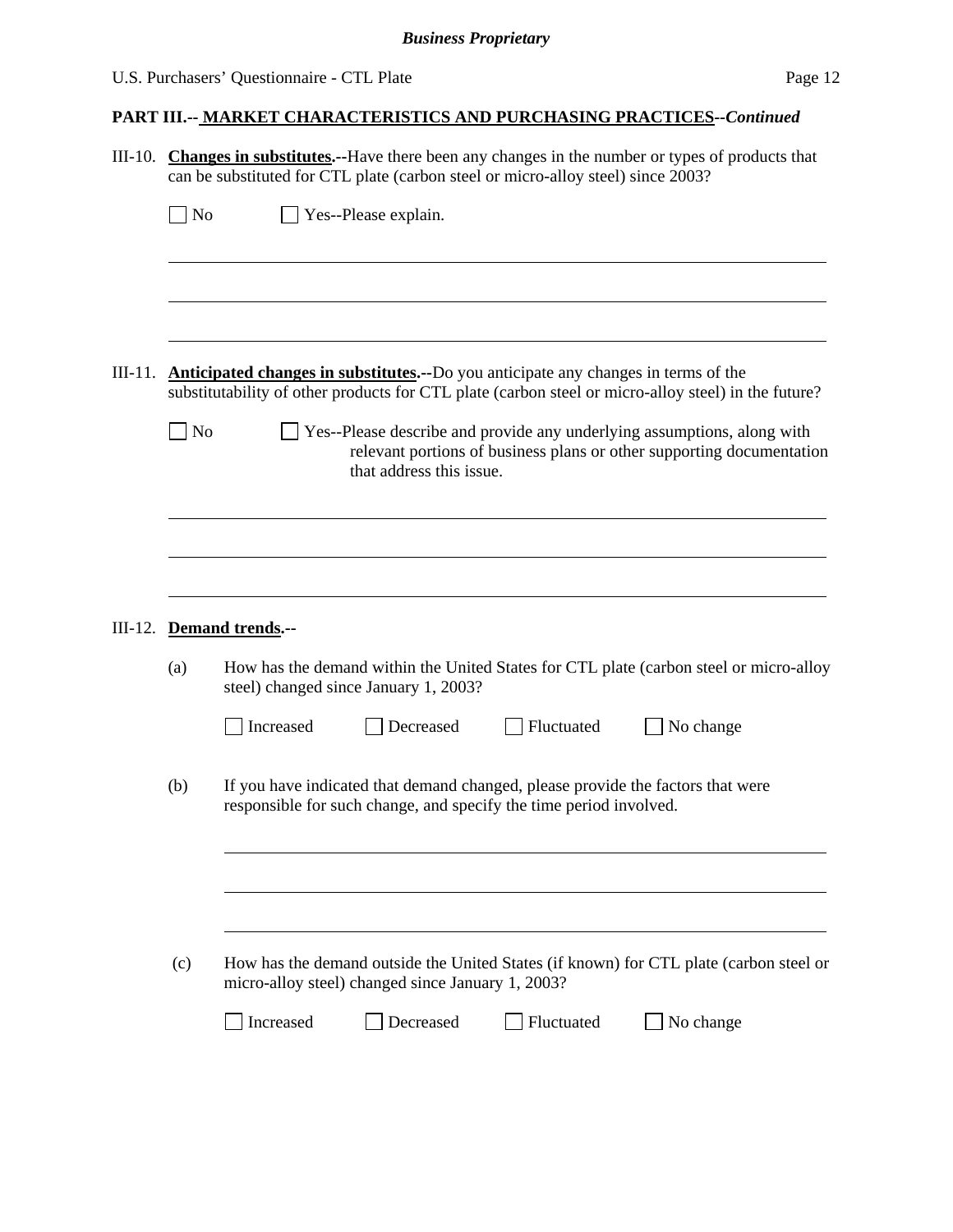## PART III.-- MARKET CHARACTERISTICS AND PURCHASING PRACTICES--*Continued*

III-10. **Changes in substitutes.--**Have there been any changes in the number or types of products that can be substituted for CTL plate (carbon steel or micro-alloy steel) since 2003?

☐ No ☐ Yes--Please explain.

______________________________________________________________________

______________________________________________________________________

______________________________________________________________________

III-11. **Anticipated changes in substitutes.--**Do you anticipate any changes in terms of the substitutability of other products for CTL plate (carbon steel or micro-alloy steel) in the future?

☐ No ☐ Yes--Please describe and provide any underlying assumptions, along with relevant portions of business plans or other supporting documentation that address this issue.

______________________________________________________________________

______________________________________________________________________

______________________________________________________________________

III-12. **Demand trends.--**

(a) How has the demand within the United States for CTL plate (carbon steel or micro-alloy steel) changed since January 1, 2003?

☐ Increased ☐ Decreased ☐ Fluctuated ☐ No change

(b) If you have indicated that demand changed, please provide the factors that were responsible for such change, and specify the time period involved.

______________________________________________________________________

______________________________________________________________________

______________________________________________________________________

(c) How has the demand outside the United States (if known) for CTL plate (carbon steel or micro-alloy steel) changed since January 1, 2003?

☐ Increased ☐ Decreased ☐ Fluctuated ☐ No change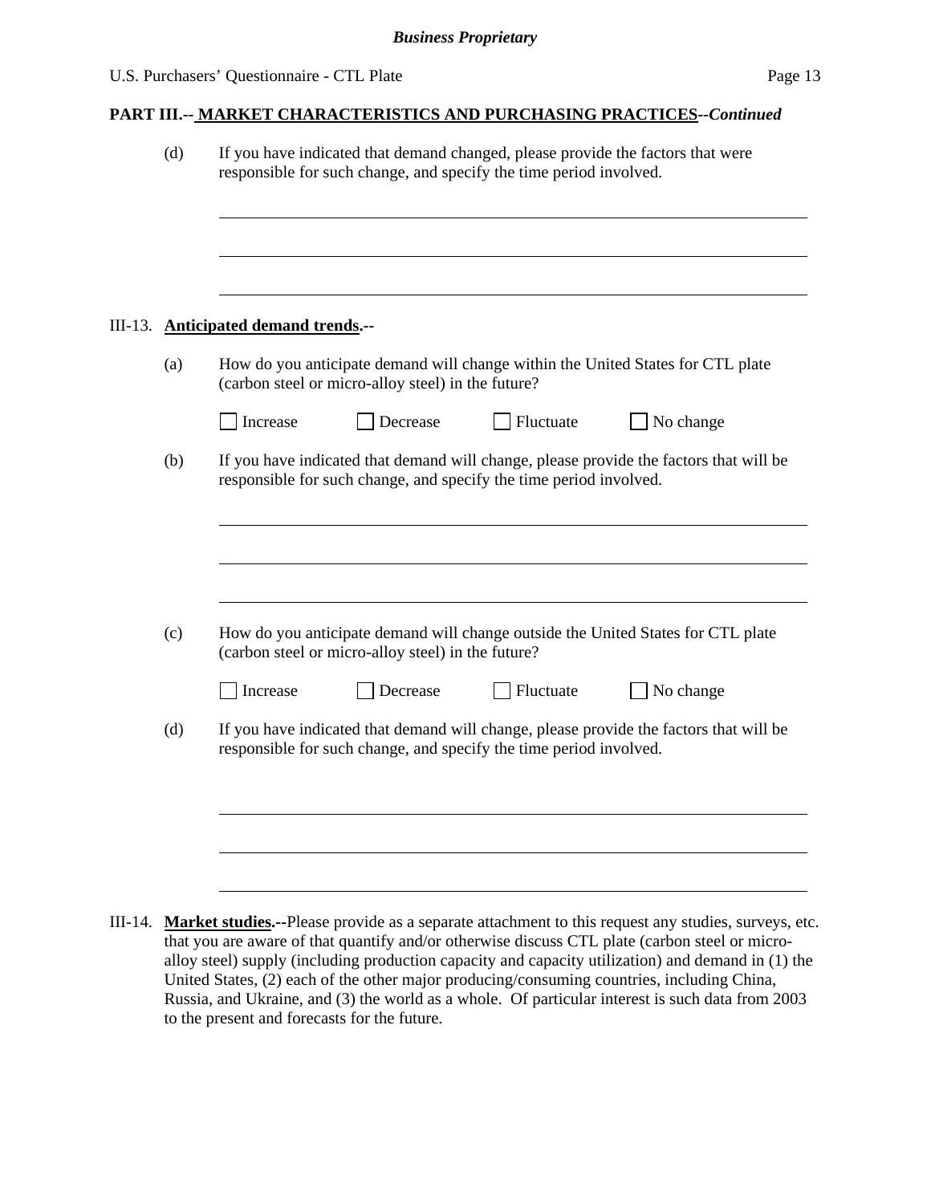**PART III.-- MARKET CHARACTERISTICS AND PURCHASING PRACTICES--*Continued***

(d) If you have indicated that demand changed, please provide the factors that were responsible for such change, and specify the time period involved.

______________________________________________________________________

______________________________________________________________________

______________________________________________________________________

III-13. **Anticipated demand trends.--**

(a) How do you anticipate demand will change within the United States for CTL plate (carbon steel or micro-alloy steel) in the future?

☐ Increase ☐ Decrease ☐ Fluctuate ☐ No change

(b) If you have indicated that demand will change, please provide the factors that will be responsible for such change, and specify the time period involved.

______________________________________________________________________

______________________________________________________________________

______________________________________________________________________

(c) How do you anticipate demand will change outside the United States for CTL plate (carbon steel or micro-alloy steel) in the future?

☐ Increase ☐ Decrease ☐ Fluctuate ☐ No change

(d) If you have indicated that demand will change, please provide the factors that will be responsible for such change, and specify the time period involved.

______________________________________________________________________

______________________________________________________________________

______________________________________________________________________

III-14. **Market studies.--**Please provide as a separate attachment to this request any studies, surveys, etc. that you are aware of that quantify and/or otherwise discuss CTL plate (carbon steel or micro-alloy steel) supply (including production capacity and capacity utilization) and demand in (1) the United States, (2) each of the other major producing/consuming countries, including China, Russia, and Ukraine, and (3) the world as a whole. Of particular interest is such data from 2003 to the present and forecasts for the future.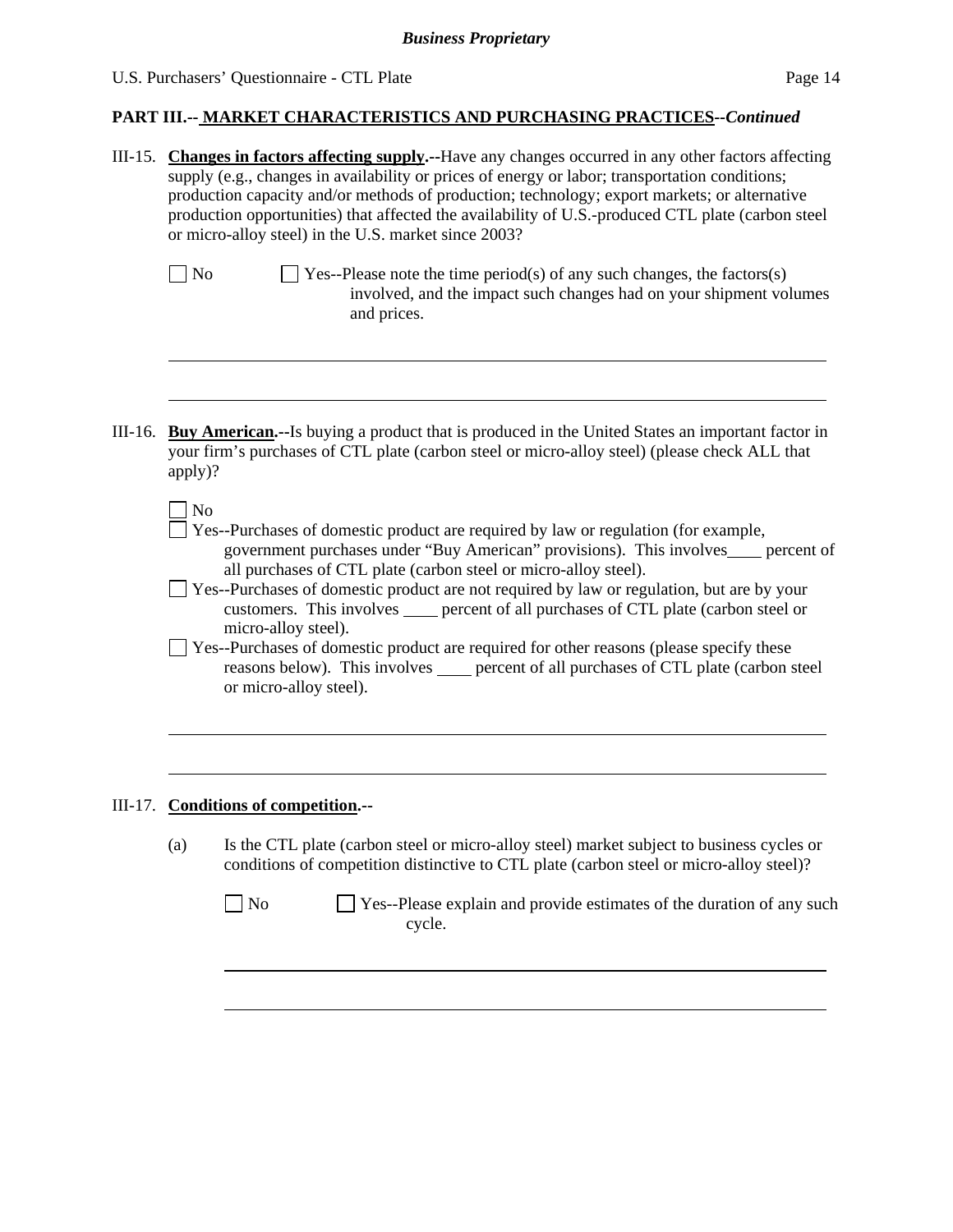**PART III.-- MARKET CHARACTERISTICS AND PURCHASING PRACTICES--*Continued***

III-15. **Changes in factors affecting supply.--**Have any changes occurred in any other factors affecting supply (e.g., changes in availability or prices of energy or labor; transportation conditions; production capacity and/or methods of production; technology; export markets; or alternative production opportunities) that affected the availability of U.S.-produced CTL plate (carbon steel or micro-alloy steel) in the U.S. market since 2003?

☐ No ☐ Yes--Please note the time period(s) of any such changes, the factors(s) involved, and the impact such changes had on your shipment volumes and prices.

______________________________________________________________________________

______________________________________________________________________________

III-16. **Buy American.--**Is buying a product that is produced in the United States an important factor in your firm's purchases of CTL plate (carbon steel or micro-alloy steel) (please check ALL that apply)?

☐ No

☐ Yes--Purchases of domestic product are required by law or regulation (for example, government purchases under "Buy American" provisions). This involves____ percent of all purchases of CTL plate (carbon steel or micro-alloy steel).

☐ Yes--Purchases of domestic product are not required by law or regulation, but are by your customers. This involves ____ percent of all purchases of CTL plate (carbon steel or micro-alloy steel).

☐ Yes--Purchases of domestic product are required for other reasons (please specify these reasons below). This involves ____ percent of all purchases of CTL plate (carbon steel or micro-alloy steel).

______________________________________________________________________________

______________________________________________________________________________

III-17. **Conditions of competition.--**

(a) Is the CTL plate (carbon steel or micro-alloy steel) market subject to business cycles or conditions of competition distinctive to CTL plate (carbon steel or micro-alloy steel)?

☐ No ☐ Yes--Please explain and provide estimates of the duration of any such cycle.

______________________________________________________________________________

______________________________________________________________________________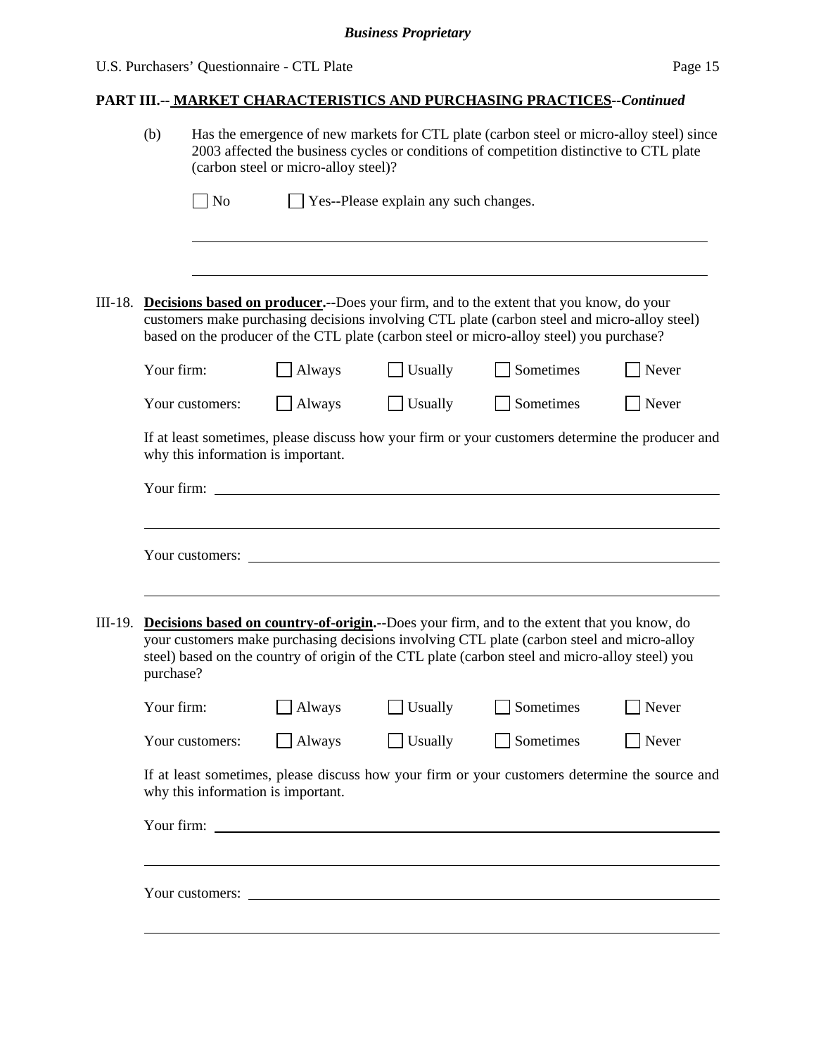**Business Proprietary**

## PART III.-- MARKET CHARACTERISTICS AND PURCHASING PRACTICES--*Continued*

(b) Has the emergence of new markets for CTL plate (carbon steel or micro-alloy steel) since 2003 affected the business cycles or conditions of competition distinctive to CTL plate (carbon steel or micro-alloy steel)?

☐ No ☐ Yes--Please explain any such changes.

______________________________________________________________________

______________________________________________________________________

III-18. **Decisions based on producer.**--Does your firm, and to the extent that you know, do your customers make purchasing decisions involving CTL plate (carbon steel and micro-alloy steel) based on the producer of the CTL plate (carbon steel or micro-alloy steel) you purchase?

| | | | | |
|---|---|---|---|---|
| Your firm: | ☐ Always | ☐ Usually | ☐ Sometimes | ☐ Never |
| Your customers: | ☐ Always | ☐ Usually | ☐ Sometimes | ☐ Never |

If at least sometimes, please discuss how your firm or your customers determine the producer and why this information is important.

Your firm: ______________________________________________________________

______________________________________________________________________

Your customers: __________________________________________________________

______________________________________________________________________

III-19. **Decisions based on country-of-origin.**--Does your firm, and to the extent that you know, do your customers make purchasing decisions involving CTL plate (carbon steel and micro-alloy steel) based on the country of origin of the CTL plate (carbon steel and micro-alloy steel) you purchase?

| | | | | |
|---|---|---|---|---|
| Your firm: | ☐ Always | ☐ Usually | ☐ Sometimes | ☐ Never |
| Your customers: | ☐ Always | ☐ Usually | ☐ Sometimes | ☐ Never |

If at least sometimes, please discuss how your firm or your customers determine the source and why this information is important.

Your firm: ______________________________________________________________

______________________________________________________________________

Your customers: __________________________________________________________

______________________________________________________________________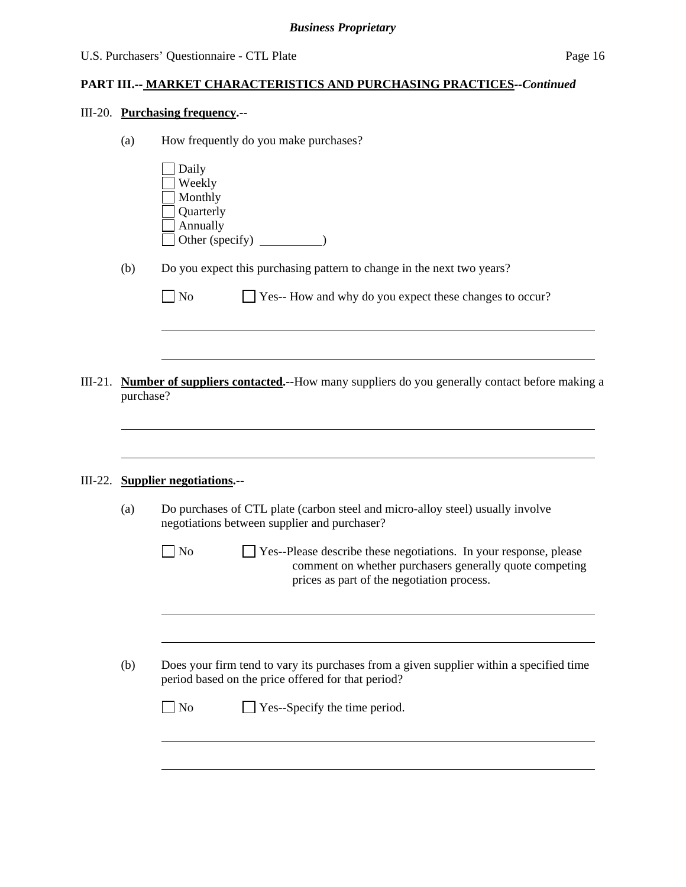**PART III.-- MARKETCHARACTERISTICS AND PURCHASING PRACTICES**--*Continued*

III-20. **Purchasing frequency**.--

(a) How frequently do you make purchases?

☐ Daily
☐ Weekly
☐ Monthly
☐ Quarterly
☐ Annually
☐ Other (specify) __________)

(b) Do you expect this purchasing pattern to change in the next two years?

☐ No ☐ Yes-- How and why do you expect these changes to occur?

______________________________________________________________________

______________________________________________________________________

III-21. **Number of suppliers contacted**.--How many suppliers do you generally contact before making a purchase?

______________________________________________________________________

______________________________________________________________________

III-22. **Supplier negotiations**.--

(a) Do purchases of CTL plate (carbon steel and micro-alloy steel) usually involve negotiations between supplier and purchaser?

☐ No ☐ Yes--Please describe these negotiations. In your response, please comment on whether purchasers generally quote competing prices as part of the negotiation process.

______________________________________________________________________

______________________________________________________________________

(b) Does your firm tend to vary its purchases from a given supplier within a specified time period based on the price offered for that period?

☐ No ☐ Yes--Specify the time period.

______________________________________________________________________

______________________________________________________________________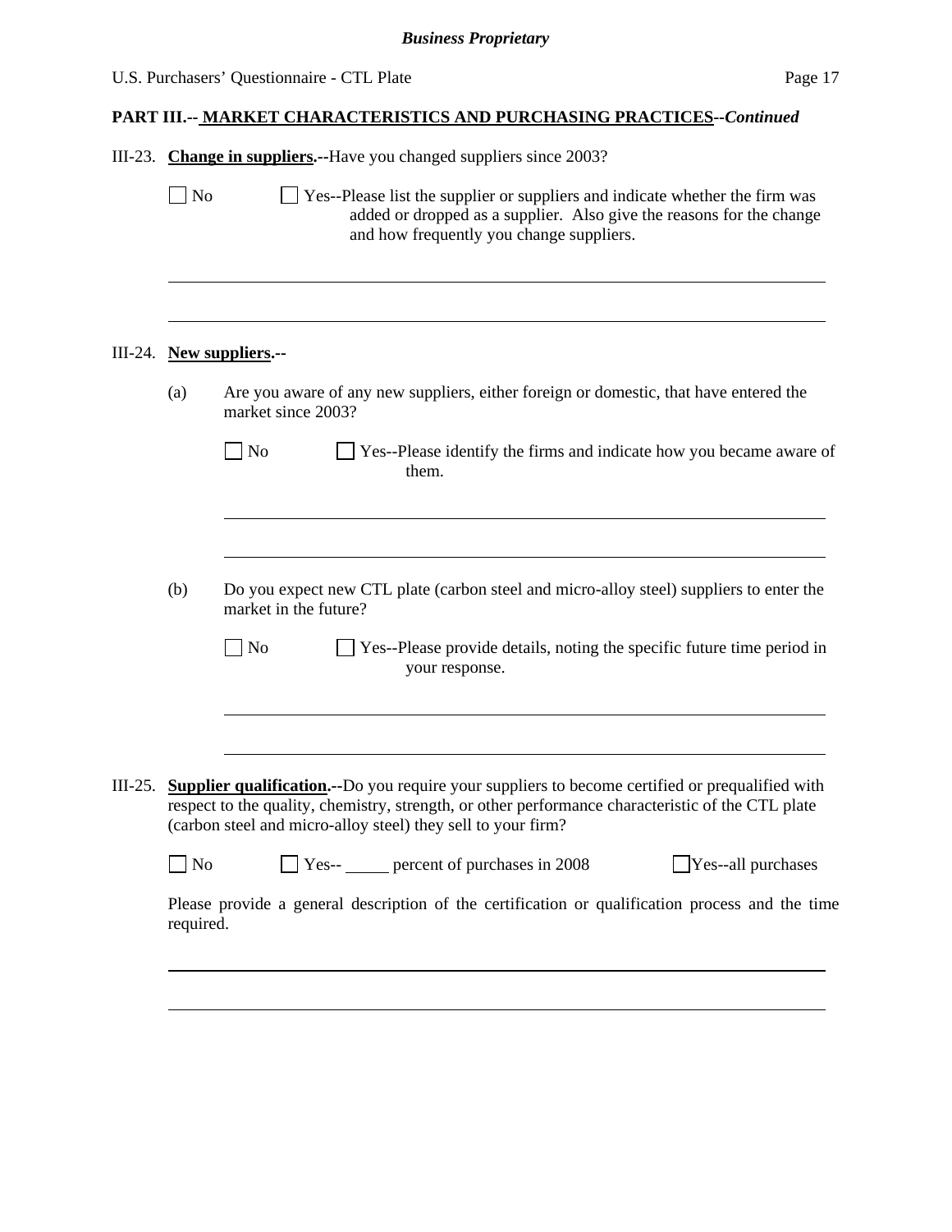**PART III.-- MARKET CHARACTERISTICS AND PURCHASING PRACTICES--*Continued***

III-23. **Change in suppliers.--**Have you changed suppliers since 2003?

☐ No ☐ Yes--Please list the supplier or suppliers and indicate whether the firm was added or dropped as a supplier. Also give the reasons for the change and how frequently you change suppliers.

\_\_\_\_\_\_\_\_\_\_\_\_\_\_\_\_\_\_\_\_\_\_\_\_\_\_\_\_\_\_\_\_\_\_\_\_\_\_\_\_\_\_\_\_\_\_\_\_\_\_\_\_\_\_\_\_\_\_\_\_

\_\_\_\_\_\_\_\_\_\_\_\_\_\_\_\_\_\_\_\_\_\_\_\_\_\_\_\_\_\_\_\_\_\_\_\_\_\_\_\_\_\_\_\_\_\_\_\_\_\_\_\_\_\_\_\_\_\_\_\_

III-24. **New suppliers.--**

(a) Are you aware of any new suppliers, either foreign or domestic, that have entered the market since 2003?

☐ No ☐ Yes--Please identify the firms and indicate how you became aware of them.

\_\_\_\_\_\_\_\_\_\_\_\_\_\_\_\_\_\_\_\_\_\_\_\_\_\_\_\_\_\_\_\_\_\_\_\_\_\_\_\_\_\_\_\_\_\_\_\_\_\_\_\_\_\_\_\_\_\_\_\_

\_\_\_\_\_\_\_\_\_\_\_\_\_\_\_\_\_\_\_\_\_\_\_\_\_\_\_\_\_\_\_\_\_\_\_\_\_\_\_\_\_\_\_\_\_\_\_\_\_\_\_\_\_\_\_\_\_\_\_\_

(b) Do you expect new CTL plate (carbon steel and micro-alloy steel) suppliers to enter the market in the future?

☐ No ☐ Yes--Please provide details, noting the specific future time period in your response.

\_\_\_\_\_\_\_\_\_\_\_\_\_\_\_\_\_\_\_\_\_\_\_\_\_\_\_\_\_\_\_\_\_\_\_\_\_\_\_\_\_\_\_\_\_\_\_\_\_\_\_\_\_\_\_\_\_\_\_\_

\_\_\_\_\_\_\_\_\_\_\_\_\_\_\_\_\_\_\_\_\_\_\_\_\_\_\_\_\_\_\_\_\_\_\_\_\_\_\_\_\_\_\_\_\_\_\_\_\_\_\_\_\_\_\_\_\_\_\_\_

III-25. **Supplier qualification.--**Do you require your suppliers to become certified or prequalified with respect to the quality, chemistry, strength, or other performance characteristic of the CTL plate (carbon steel and micro-alloy steel) they sell to your firm?

☐ No ☐ Yes-- \_\_\_\_\_ percent of purchases in 2008 ☐ Yes--all purchases

Please provide a general description of the certification or qualification process and the time required.

\_\_\_\_\_\_\_\_\_\_\_\_\_\_\_\_\_\_\_\_\_\_\_\_\_\_\_\_\_\_\_\_\_\_\_\_\_\_\_\_\_\_\_\_\_\_\_\_\_\_\_\_\_\_\_\_\_\_\_\_

\_\_\_\_\_\_\_\_\_\_\_\_\_\_\_\_\_\_\_\_\_\_\_\_\_\_\_\_\_\_\_\_\_\_\_\_\_\_\_\_\_\_\_\_\_\_\_\_\_\_\_\_\_\_\_\_\_\_\_\_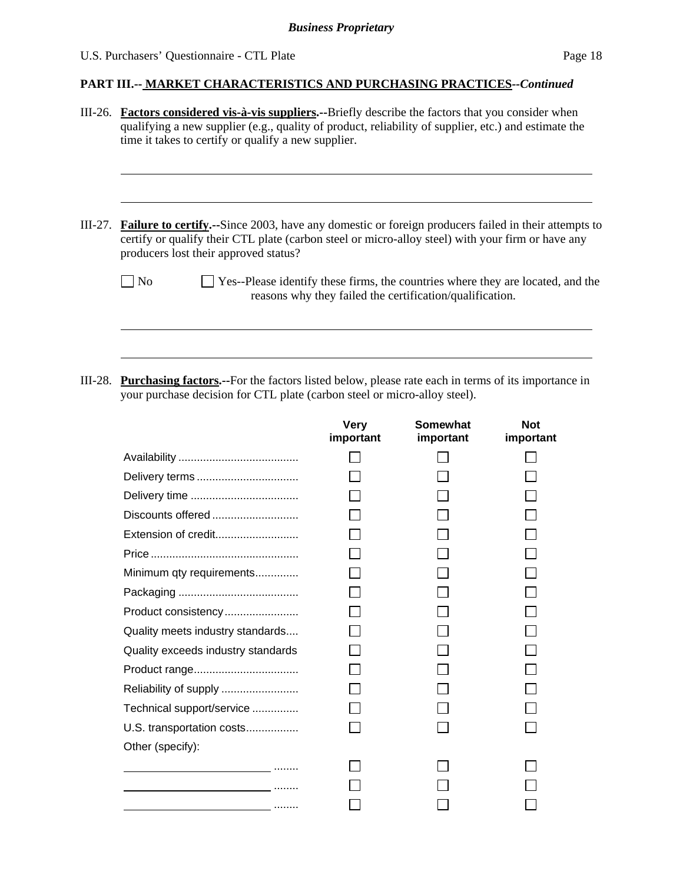**PART III.-- MARKET CHARACTERISTICS AND PURCHASING PRACTICES--*Continued***

III-26. **Factors considered vis-à-vis suppliers.**--Briefly describe the factors that you consider when qualifying a new supplier (e.g., quality of product, reliability of supplier, etc.) and estimate the time it takes to certify or qualify a new supplier.

______________________________________________________________________________

______________________________________________________________________________

III-27. **Failure to certify.**--Since 2003, have any domestic or foreign producers failed in their attempts to certify or qualify their CTL plate (carbon steel or micro-alloy steel) with your firm or have any producers lost their approved status?

☐ No ☐ Yes--Please identify these firms, the countries where they are located, and the reasons why they failed the certification/qualification.

______________________________________________________________________________

______________________________________________________________________________

III-28. **Purchasing factors.**--For the factors listed below, please rate each in terms of its importance in your purchase decision for CTL plate (carbon steel or micro-alloy steel).

| | Very important | Somewhat important | Not important |
|---|---|---|---|
| Availability | ☐ | ☐ | ☐ |
| Delivery terms | ☐ | ☐ | ☐ |
| Delivery time | ☐ | ☐ | ☐ |
| Discounts offered | ☐ | ☐ | ☐ |
| Extension of credit | ☐ | ☐ | ☐ |
| Price | ☐ | ☐ | ☐ |
| Minimum qty requirements | ☐ | ☐ | ☐ |
| Packaging | ☐ | ☐ | ☐ |
| Product consistency | ☐ | ☐ | ☐ |
| Quality meets industry standards | ☐ | ☐ | ☐ |
| Quality exceeds industry standards | ☐ | ☐ | ☐ |
| Product range | ☐ | ☐ | ☐ |
| Reliability of supply | ☐ | ☐ | ☐ |
| Technical support/service | ☐ | ☐ | ☐ |
| U.S. transportation costs | ☐ | ☐ | ☐ |
| Other (specify): | | | |
| ____________________ | ☐ | ☐ | ☐ |
| ____________________ | ☐ | ☐ | ☐ |
| ____________________ | ☐ | ☐ | ☐ |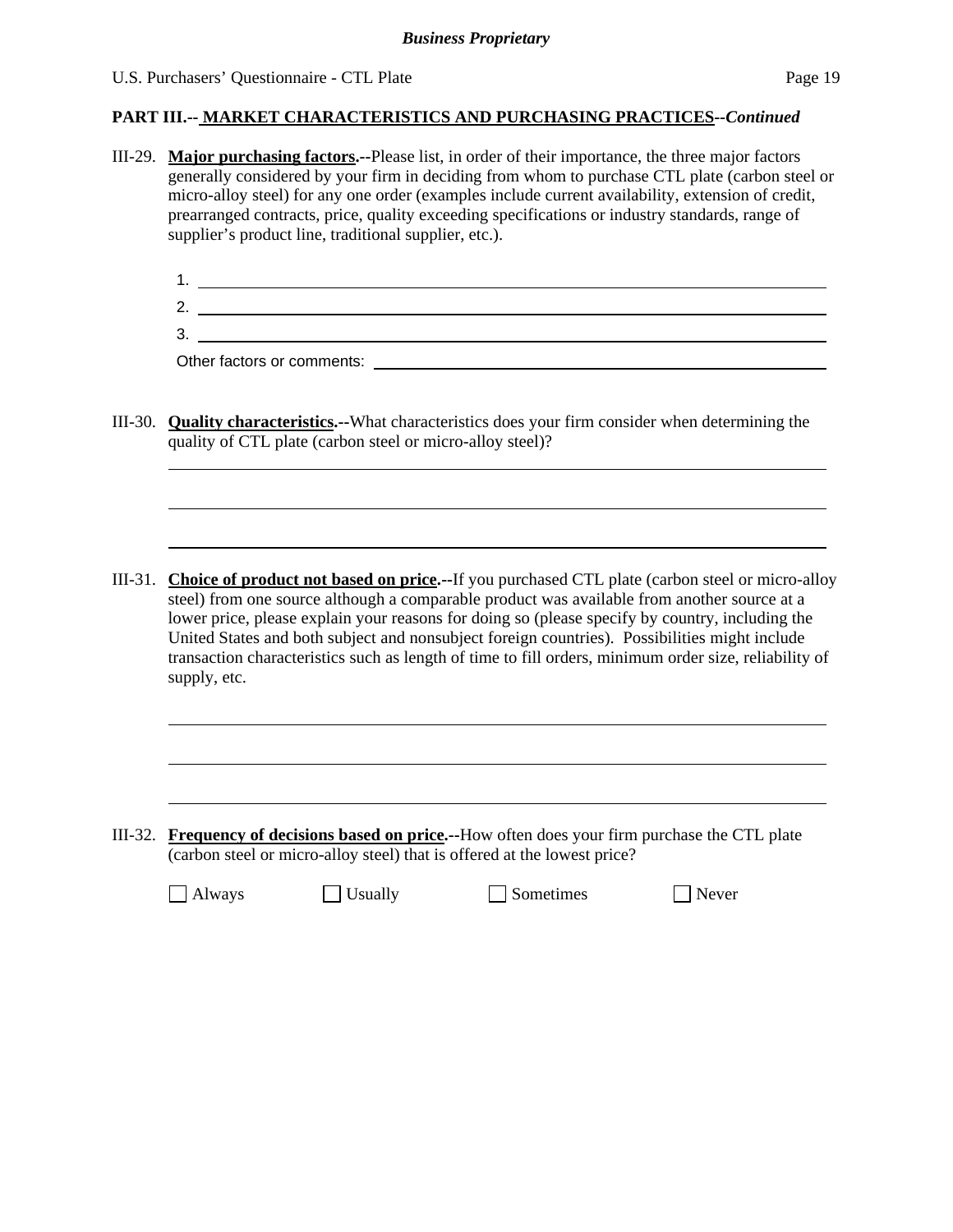**PART III.-- MARKET CHARACTERISTICS AND PURCHASING PRACTICES--*Continued***

III-29. **Major purchasing factors.--**Please list, in order of their importance, the three major factors generally considered by your firm in deciding from whom to purchase CTL plate (carbon steel or micro-alloy steel) for any one order (examples include current availability, extension of credit, prearranged contracts, price, quality exceeding specifications or industry standards, range of supplier's product line, traditional supplier, etc.).

1. ______________________________
2. ______________________________
3. ______________________________

Other factors or comments: ______________________________

III-30. **Quality characteristics.--**What characteristics does your firm consider when determining the quality of CTL plate (carbon steel or micro-alloy steel)?

______________________________

______________________________

______________________________

III-31. **Choice of product not based on price.--**If you purchased CTL plate (carbon steel or micro-alloy steel) from one source although a comparable product was available from another source at a lower price, please explain your reasons for doing so (please specify by country, including the United States and both subject and nonsubject foreign countries). Possibilities might include transaction characteristics such as length of time to fill orders, minimum order size, reliability of supply, etc.

______________________________

______________________________

______________________________

III-32. **Frequency of decisions based on price.--**How often does your firm purchase the CTL plate (carbon steel or micro-alloy steel) that is offered at the lowest price?

☐ Always ☐ Usually ☐ Sometimes ☐ Never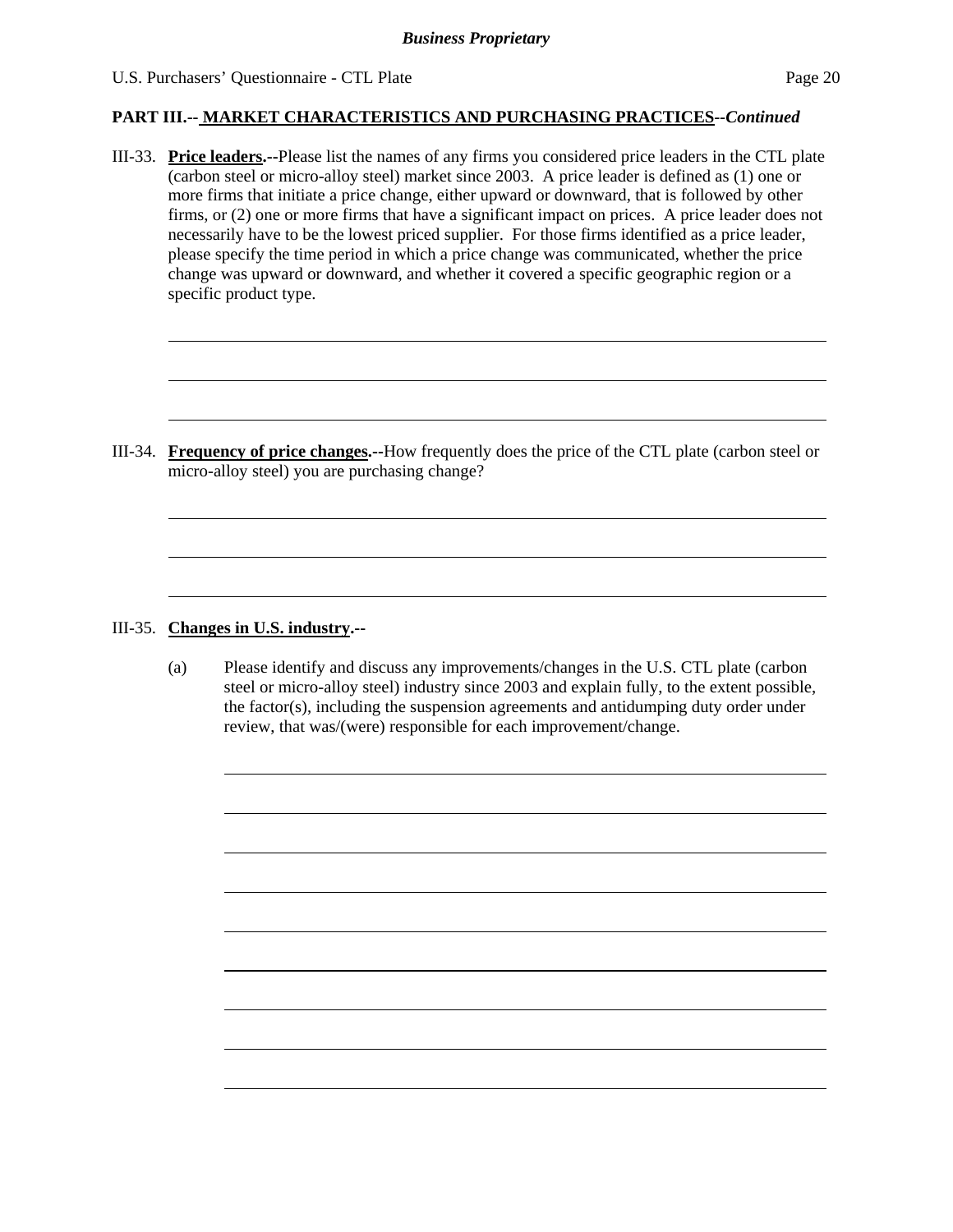## PART III.-- MARKET CHARACTERISTICS AND PURCHASING PRACTICES--*Continued*

III-33. **Price leaders.--**Please list the names of any firms you considered price leaders in the CTL plate (carbon steel or micro-alloy steel) market since 2003. A price leader is defined as (1) one or more firms that initiate a price change, either upward or downward, that is followed by other firms, or (2) one or more firms that have a significant impact on prices. A price leader does not necessarily have to be the lowest priced supplier. For those firms identified as a price leader, please specify the time period in which a price change was communicated, whether the price change was upward or downward, and whether it covered a specific geographic region or a specific product type.

______________________________________________________________________

______________________________________________________________________

______________________________________________________________________

III-34. **Frequency of price changes.--**How frequently does the price of the CTL plate (carbon steel or micro-alloy steel) you are purchasing change?

______________________________________________________________________

______________________________________________________________________

______________________________________________________________________

III-35. **Changes in U.S. industry.--**

(a) Please identify and discuss any improvements/changes in the U.S. CTL plate (carbon steel or micro-alloy steel) industry since 2003 and explain fully, to the extent possible, the factor(s), including the suspension agreements and antidumping duty order under review, that was/(were) responsible for each improvement/change.

______________________________________________________________________

______________________________________________________________________

______________________________________________________________________

______________________________________________________________________

______________________________________________________________________

______________________________________________________________________

______________________________________________________________________

______________________________________________________________________

______________________________________________________________________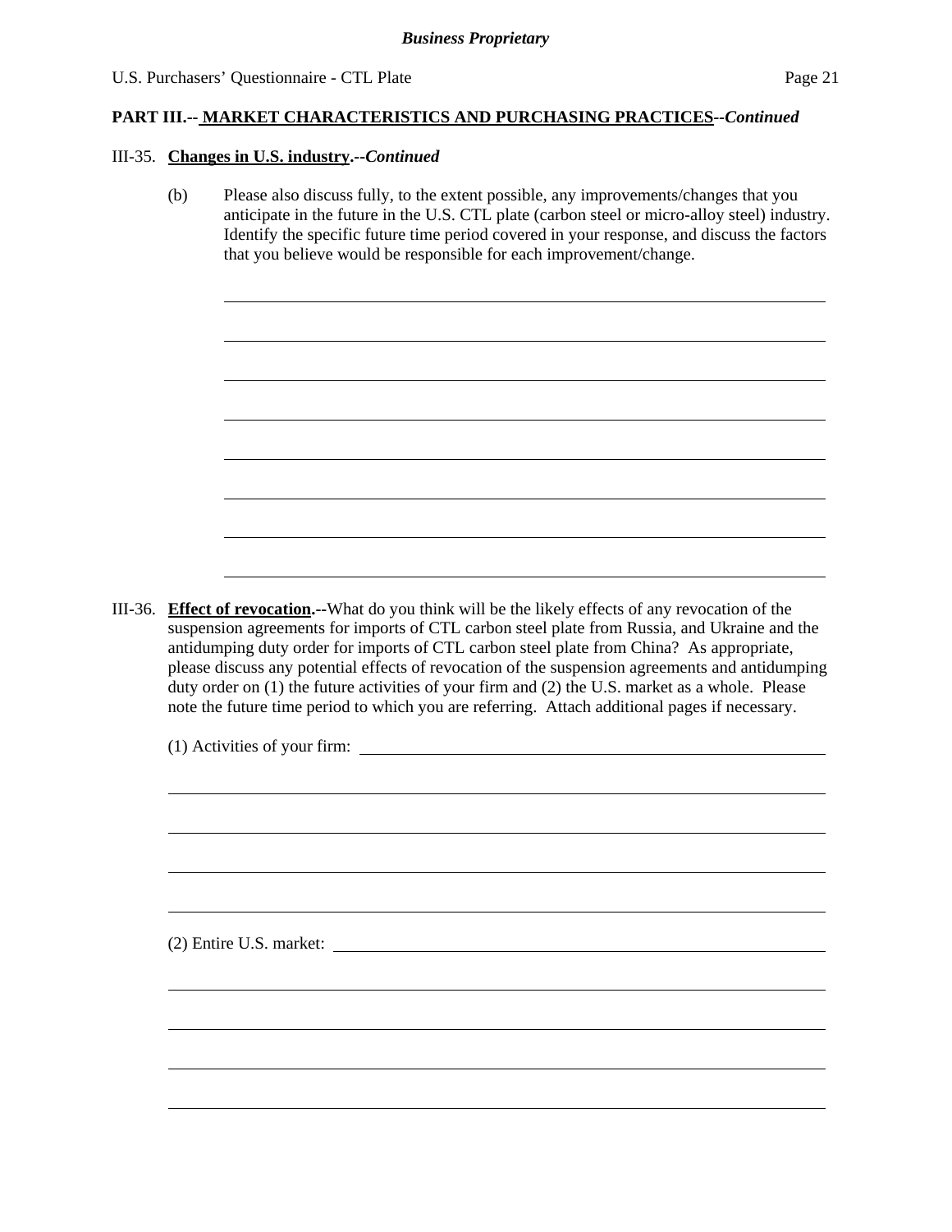## PART III.-- MARKET CHARACTERISTICS AND PURCHASING PRACTICES--*Continued*

III-35. **Changes in U.S. industry.**--*Continued*

(b) Please also discuss fully, to the extent possible, any improvements/changes that you anticipate in the future in the U.S. CTL plate (carbon steel or micro-alloy steel) industry. Identify the specific future time period covered in your response, and discuss the factors that you believe would be responsible for each improvement/change.

III-36. **Effect of revocation.**--What do you think will be the likely effects of any revocation of the suspension agreements for imports of CTL carbon steel plate from Russia, and Ukraine and the antidumping duty order for imports of CTL carbon steel plate from China? As appropriate, please discuss any potential effects of revocation of the suspension agreements and antidumping duty order on (1) the future activities of your firm and (2) the U.S. market as a whole. Please note the future time period to which you are referring. Attach additional pages if necessary.

(1) Activities of your firm:

(2) Entire U.S. market: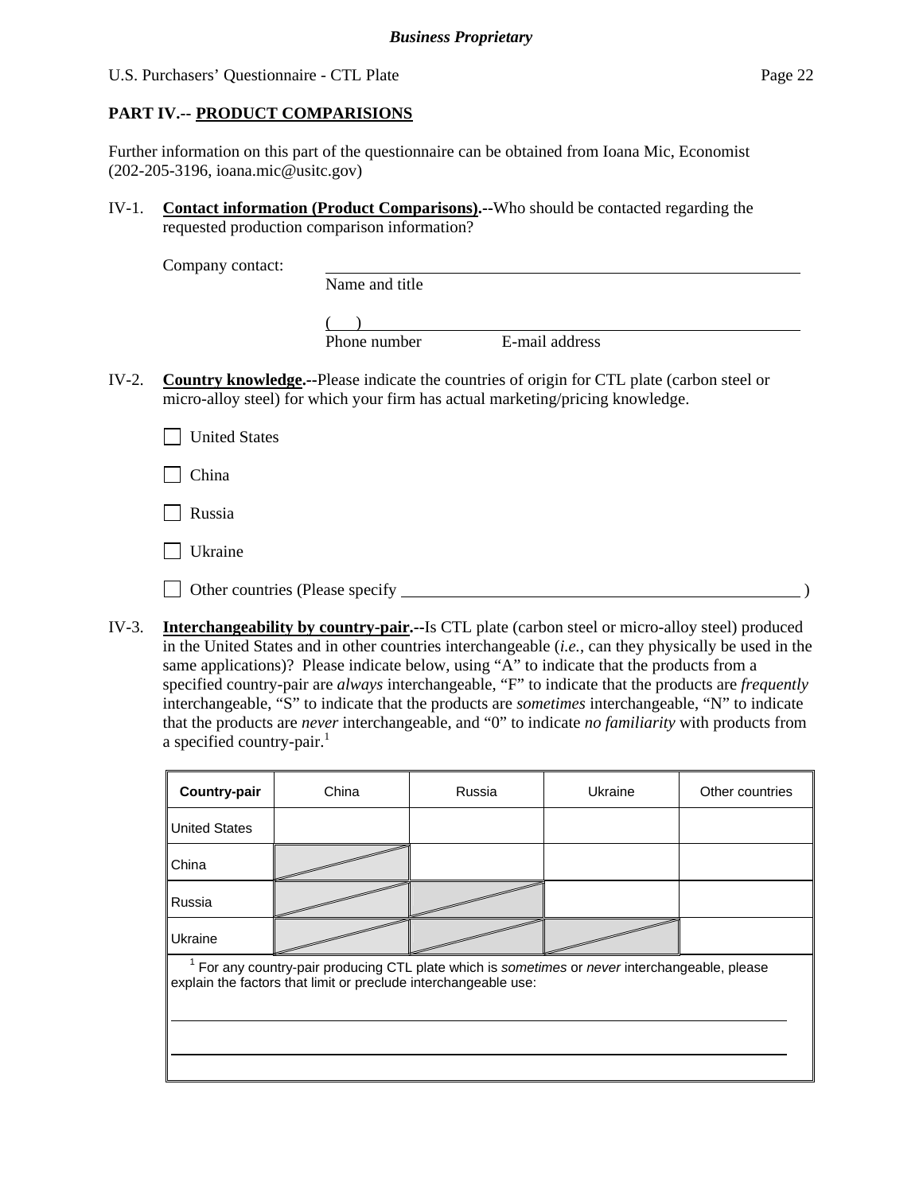**Business Proprietary**

U.S. Purchasers' Questionnaire - CTL Plate

## PART IV.-- PRODUCT COMPARISIONS

Further information on this part of the questionnaire can be obtained from Ioana Mic, Economist (202-205-3196, ioana.mic@usitc.gov)

IV-1. **Contact information (Product Comparisons).--**Who should be contacted regarding the requested production comparison information?

Company contact: ______________________________
Name and title

(   ) ______________________________
Phone number    E-mail address

IV-2. **Country knowledge.--**Please indicate the countries of origin for CTL plate (carbon steel or micro-alloy steel) for which your firm has actual marketing/pricing knowledge.

☐ United States

☐ China

☐ Russia

☐ Ukraine

☐ Other countries (Please specify ______________________________ )

IV-3. **Interchangeability by country-pair.--**Is CTL plate (carbon steel or micro-alloy steel) produced in the United States and in other countries interchangeable (*i.e.*, can they physically be used in the same applications)? Please indicate below, using "A" to indicate that the products from a specified country-pair are *always* interchangeable, "F" to indicate that the products are *frequently* interchangeable, "S" to indicate that the products are *sometimes* interchangeable, "N" to indicate that the products are *never* interchangeable, and "0" to indicate *no familiarity* with products from a specified country-pair.[1]

| Country-pair | China | Russia | Ukraine | Other countries |
|---|---|---|---|---|
| United States | | | | |
| China | | | | |
| Russia | | | | |
| Ukraine | | | | |

[1] For any country-pair producing CTL plate which is *sometimes* or *never* interchangeable, please explain the factors that limit or preclude interchangeable use:

______________________________

______________________________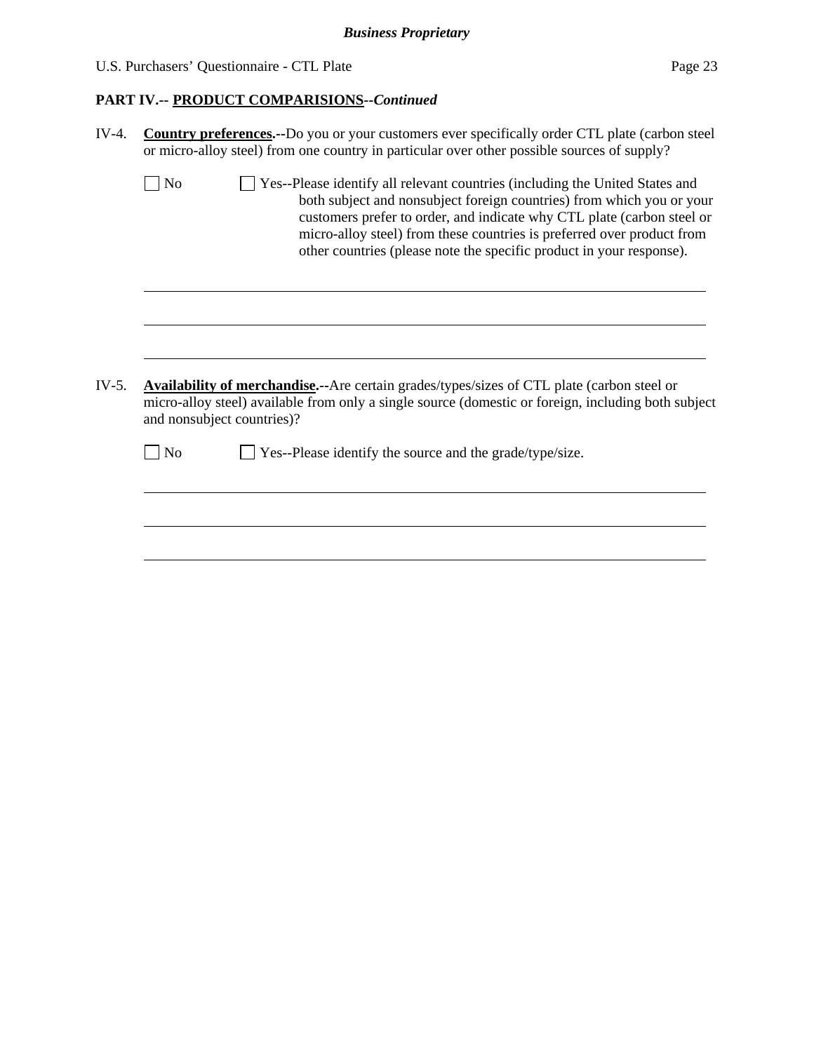**PART IV.-- PRODUCT COMPARISIONS--*Continued***

IV-4. **Country preferences.--**Do you or your customers ever specifically order CTL plate (carbon steel or micro-alloy steel) from one country in particular over other possible sources of supply?

☐ No ☐ Yes--Please identify all relevant countries (including the United States and both subject and nonsubject foreign countries) from which you or your customers prefer to order, and indicate why CTL plate (carbon steel or micro-alloy steel) from these countries is preferred over product from other countries (please note the specific product in your response).

______________________________________________________________________________

______________________________________________________________________________

______________________________________________________________________________

IV-5. **Availability of merchandise.--**Are certain grades/types/sizes of CTL plate (carbon steel or micro-alloy steel) available from only a single source (domestic or foreign, including both subject and nonsubject countries)?

☐ No ☐ Yes--Please identify the source and the grade/type/size.

______________________________________________________________________________

______________________________________________________________________________

______________________________________________________________________________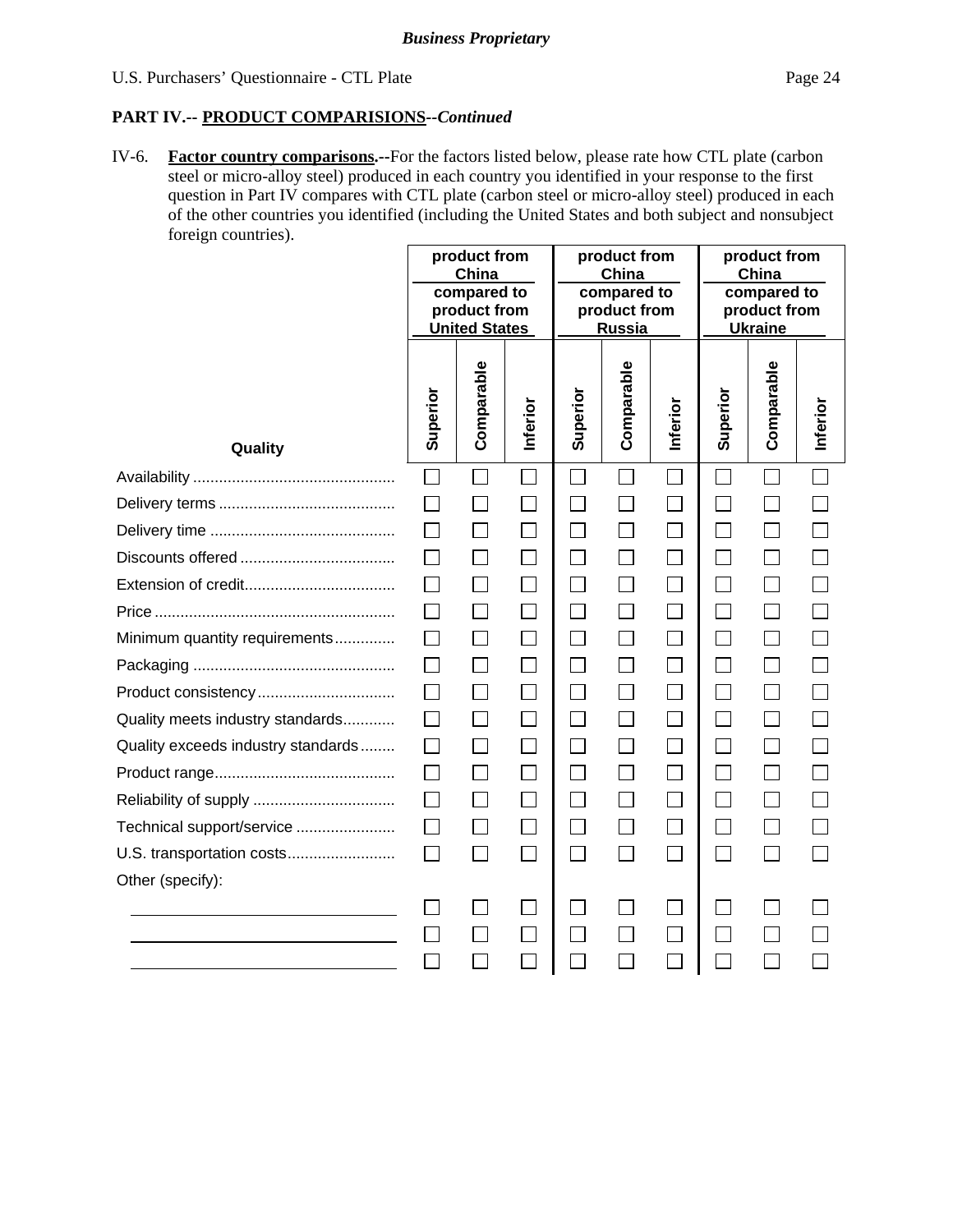*Business Proprietary*

U.S. Purchasers' Questionnaire - CTL Plate

**PART IV.-- PRODUCT COMPARISIONS--*Continued***

IV-6. **Factor country comparisons.--**For the factors listed below, please rate how CTL plate (carbon steel or micro-alloy steel) produced in each country you identified in your response to the first question in Part IV compares with CTL plate (carbon steel or micro-alloy steel) produced in each of the other countries you identified (including the United States and both subject and nonsubject foreign countries).

| | product from China compared to product from United States | | | product from China compared to product from Russia | | | product from China compared to product from Ukraine | | |
|---|---|---|---|---|---|---|---|---|---|
| **Quality** | **Superior** | **Comparable** | **Inferior** | **Superior** | **Comparable** | **Inferior** | **Superior** | **Comparable** | **Inferior** |
| Availability | ☐ | ☐ | ☐ | ☐ | ☐ | ☐ | ☐ | ☐ | ☐ |
| Delivery terms | ☐ | ☐ | ☐ | ☐ | ☐ | ☐ | ☐ | ☐ | ☐ |
| Delivery time | ☐ | ☐ | ☐ | ☐ | ☐ | ☐ | ☐ | ☐ | ☐ |
| Discounts offered | ☐ | ☐ | ☐ | ☐ | ☐ | ☐ | ☐ | ☐ | ☐ |
| Extension of credit | ☐ | ☐ | ☐ | ☐ | ☐ | ☐ | ☐ | ☐ | ☐ |
| Price | ☐ | ☐ | ☐ | ☐ | ☐ | ☐ | ☐ | ☐ | ☐ |
| Minimum quantity requirements | ☐ | ☐ | ☐ | ☐ | ☐ | ☐ | ☐ | ☐ | ☐ |
| Packaging | ☐ | ☐ | ☐ | ☐ | ☐ | ☐ | ☐ | ☐ | ☐ |
| Product consistency | ☐ | ☐ | ☐ | ☐ | ☐ | ☐ | ☐ | ☐ | ☐ |
| Quality meets industry standards | ☐ | ☐ | ☐ | ☐ | ☐ | ☐ | ☐ | ☐ | ☐ |
| Quality exceeds industry standards | ☐ | ☐ | ☐ | ☐ | ☐ | ☐ | ☐ | ☐ | ☐ |
| Product range | ☐ | ☐ | ☐ | ☐ | ☐ | ☐ | ☐ | ☐ | ☐ |
| Reliability of supply | ☐ | ☐ | ☐ | ☐ | ☐ | ☐ | ☐ | ☐ | ☐ |
| Technical support/service | ☐ | ☐ | ☐ | ☐ | ☐ | ☐ | ☐ | ☐ | ☐ |
| U.S. transportation costs | ☐ | ☐ | ☐ | ☐ | ☐ | ☐ | ☐ | ☐ | ☐ |
| Other (specify): | | | | | | | | | |
| ______________ | ☐ | ☐ | ☐ | ☐ | ☐ | ☐ | ☐ | ☐ | ☐ |
| ______________ | ☐ | ☐ | ☐ | ☐ | ☐ | ☐ | ☐ | ☐ | ☐ |
| ______________ | ☐ | ☐ | ☐ | ☐ | ☐ | ☐ | ☐ | ☐ | ☐ |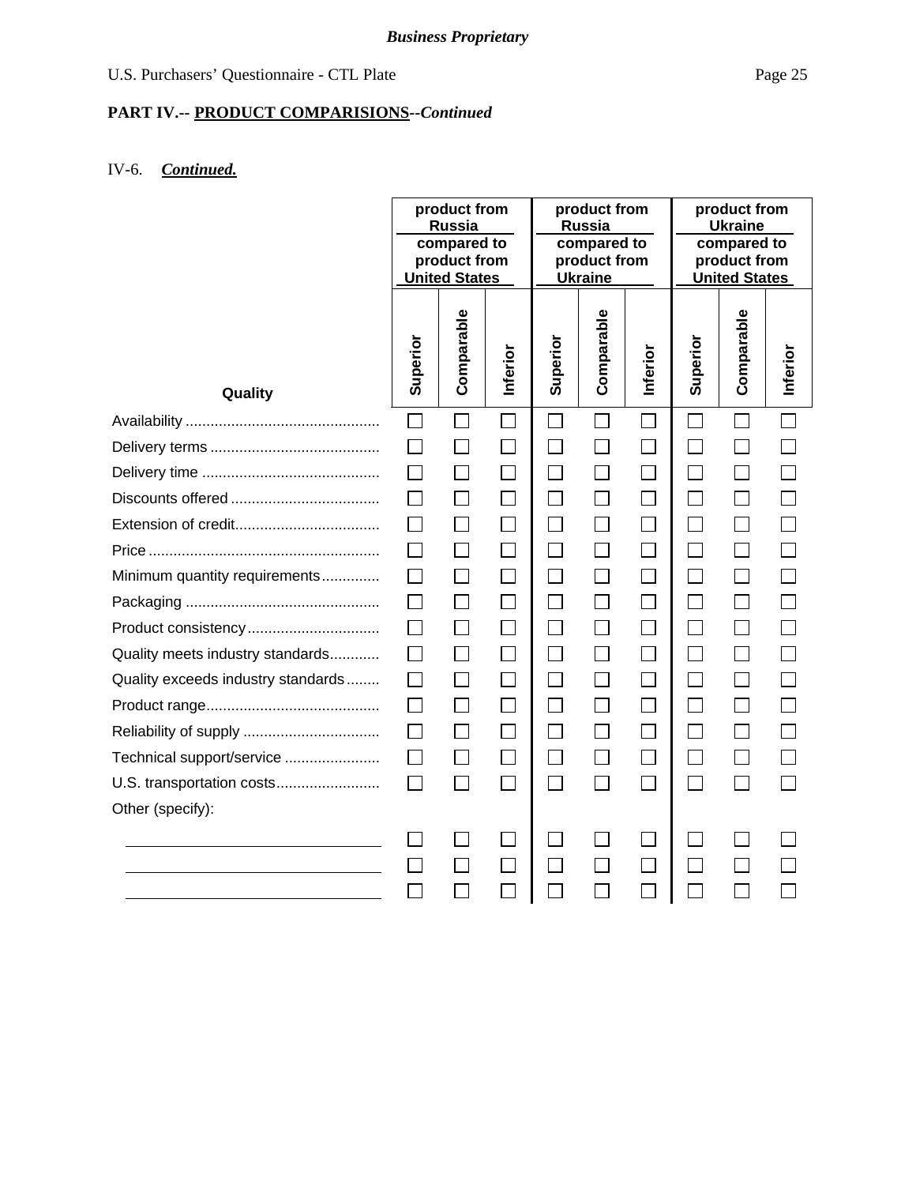*Business Proprietary*

U.S. Purchasers' Questionnaire - CTL Plate

**PART IV.-- PRODUCT COMPARISIONS--*Continued***

IV-6. ***Continued.***

| Quality | product from Russia compared to product from United States | | | product from Russia compared to product from Ukraine | | | product from Ukraine compared to product from United States | | |
|---|---|---|---|---|---|---|---|---|---|
| | Superior | Comparable | Inferior | Superior | Comparable | Inferior | Superior | Comparable | Inferior |
| Availability | ☐ | ☐ | ☐ | ☐ | ☐ | ☐ | ☐ | ☐ | ☐ |
| Delivery terms | ☐ | ☐ | ☐ | ☐ | ☐ | ☐ | ☐ | ☐ | ☐ |
| Delivery time | ☐ | ☐ | ☐ | ☐ | ☐ | ☐ | ☐ | ☐ | ☐ |
| Discounts offered | ☐ | ☐ | ☐ | ☐ | ☐ | ☐ | ☐ | ☐ | ☐ |
| Extension of credit | ☐ | ☐ | ☐ | ☐ | ☐ | ☐ | ☐ | ☐ | ☐ |
| Price | ☐ | ☐ | ☐ | ☐ | ☐ | ☐ | ☐ | ☐ | ☐ |
| Minimum quantity requirements | ☐ | ☐ | ☐ | ☐ | ☐ | ☐ | ☐ | ☐ | ☐ |
| Packaging | ☐ | ☐ | ☐ | ☐ | ☐ | ☐ | ☐ | ☐ | ☐ |
| Product consistency | ☐ | ☐ | ☐ | ☐ | ☐ | ☐ | ☐ | ☐ | ☐ |
| Quality meets industry standards | ☐ | ☐ | ☐ | ☐ | ☐ | ☐ | ☐ | ☐ | ☐ |
| Quality exceeds industry standards | ☐ | ☐ | ☐ | ☐ | ☐ | ☐ | ☐ | ☐ | ☐ |
| Product range | ☐ | ☐ | ☐ | ☐ | ☐ | ☐ | ☐ | ☐ | ☐ |
| Reliability of supply | ☐ | ☐ | ☐ | ☐ | ☐ | ☐ | ☐ | ☐ | ☐ |
| Technical support/service | ☐ | ☐ | ☐ | ☐ | ☐ | ☐ | ☐ | ☐ | ☐ |
| U.S. transportation costs | ☐ | ☐ | ☐ | ☐ | ☐ | ☐ | ☐ | ☐ | ☐ |
| Other (specify): | | | | | | | | | |
| ______________________ | ☐ | ☐ | ☐ | ☐ | ☐ | ☐ | ☐ | ☐ | ☐ |
| ______________________ | ☐ | ☐ | ☐ | ☐ | ☐ | ☐ | ☐ | ☐ | ☐ |
| ______________________ | ☐ | ☐ | ☐ | ☐ | ☐ | ☐ | ☐ | ☐ | ☐ |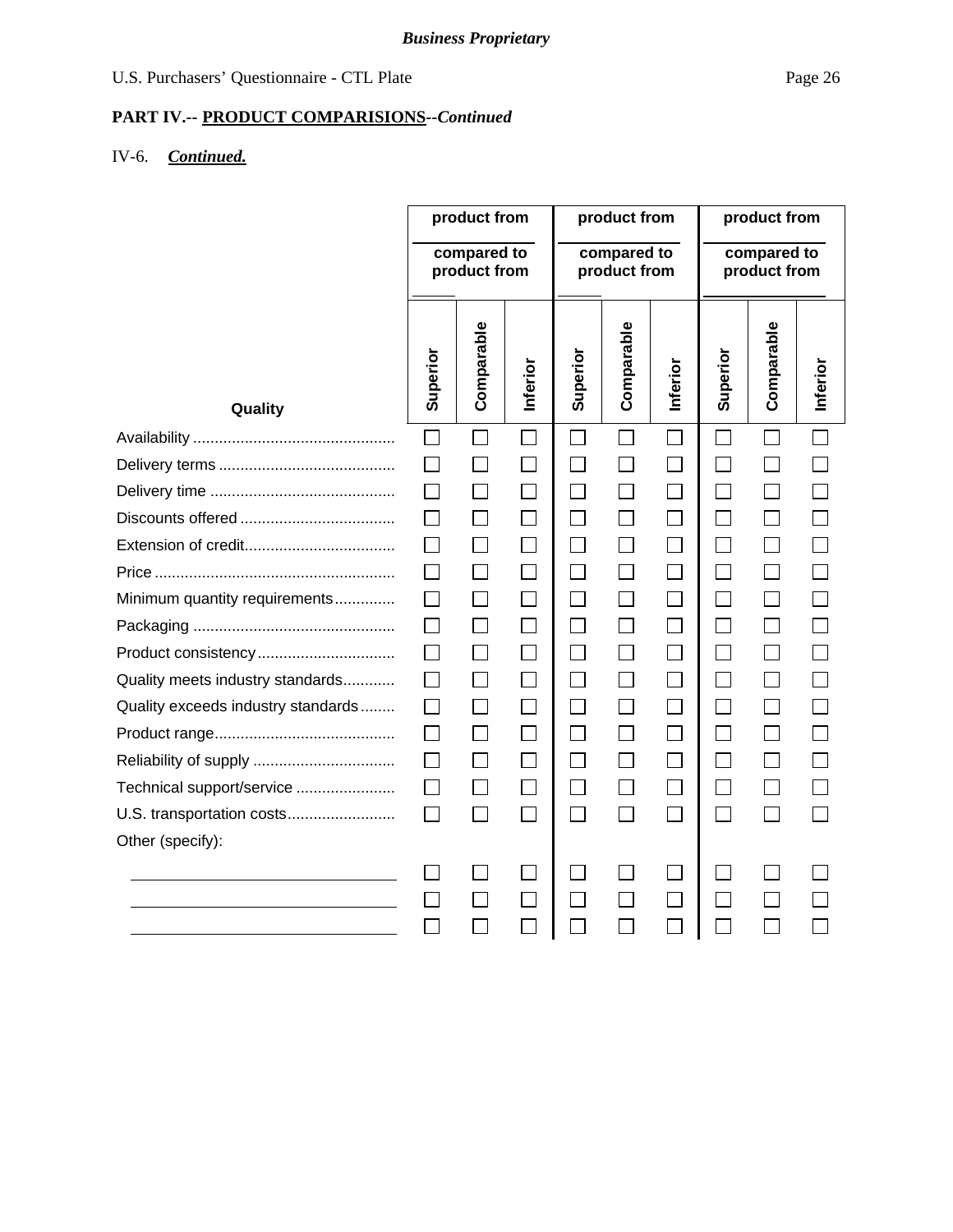**Business Proprietary**

U.S. Purchasers' Questionnaire - CTL Plate

**PART IV.-- PRODUCT COMPARISIONS--*Continued***

IV-6. ***Continued.***

| Quality | product from \_\_\_\_\_ compared to product from \_\_\_\_\_ | | | product from \_\_\_\_\_ compared to product from \_\_\_\_\_ | | | product from \_\_\_\_\_ compared to product from \_\_\_\_\_ | | |
|---|---|---|---|---|---|---|---|---|---|
| | Superior | Comparable | Inferior | Superior | Comparable | Inferior | Superior | Comparable | Inferior |
| Availability | ☐ | ☐ | ☐ | ☐ | ☐ | ☐ | ☐ | ☐ | ☐ |
| Delivery terms | ☐ | ☐ | ☐ | ☐ | ☐ | ☐ | ☐ | ☐ | ☐ |
| Delivery time | ☐ | ☐ | ☐ | ☐ | ☐ | ☐ | ☐ | ☐ | ☐ |
| Discounts offered | ☐ | ☐ | ☐ | ☐ | ☐ | ☐ | ☐ | ☐ | ☐ |
| Extension of credit | ☐ | ☐ | ☐ | ☐ | ☐ | ☐ | ☐ | ☐ | ☐ |
| Price | ☐ | ☐ | ☐ | ☐ | ☐ | ☐ | ☐ | ☐ | ☐ |
| Minimum quantity requirements | ☐ | ☐ | ☐ | ☐ | ☐ | ☐ | ☐ | ☐ | ☐ |
| Packaging | ☐ | ☐ | ☐ | ☐ | ☐ | ☐ | ☐ | ☐ | ☐ |
| Product consistency | ☐ | ☐ | ☐ | ☐ | ☐ | ☐ | ☐ | ☐ | ☐ |
| Quality meets industry standards | ☐ | ☐ | ☐ | ☐ | ☐ | ☐ | ☐ | ☐ | ☐ |
| Quality exceeds industry standards | ☐ | ☐ | ☐ | ☐ | ☐ | ☐ | ☐ | ☐ | ☐ |
| Product range | ☐ | ☐ | ☐ | ☐ | ☐ | ☐ | ☐ | ☐ | ☐ |
| Reliability of supply | ☐ | ☐ | ☐ | ☐ | ☐ | ☐ | ☐ | ☐ | ☐ |
| Technical support/service | ☐ | ☐ | ☐ | ☐ | ☐ | ☐ | ☐ | ☐ | ☐ |
| U.S. transportation costs | ☐ | ☐ | ☐ | ☐ | ☐ | ☐ | ☐ | ☐ | ☐ |
| Other (specify): | | | | | | | | | |
| \_\_\_\_\_\_\_\_\_\_\_\_\_\_\_\_ | ☐ | ☐ | ☐ | ☐ | ☐ | ☐ | ☐ | ☐ | ☐ |
| \_\_\_\_\_\_\_\_\_\_\_\_\_\_\_\_ | ☐ | ☐ | ☐ | ☐ | ☐ | ☐ | ☐ | ☐ | ☐ |
| \_\_\_\_\_\_\_\_\_\_\_\_\_\_\_\_ | ☐ | ☐ | ☐ | ☐ | ☐ | ☐ | ☐ | ☐ | ☐ |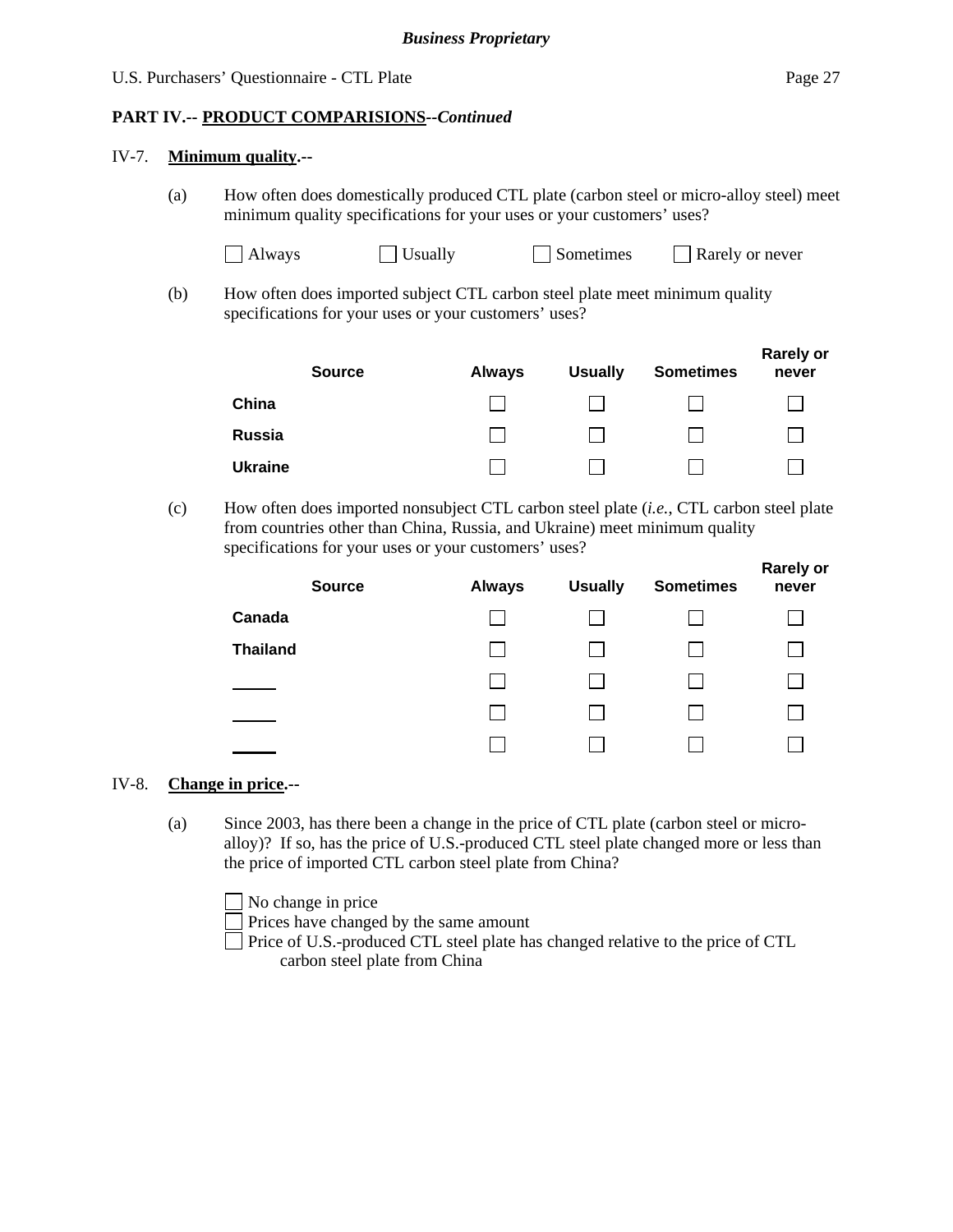**Business Proprietary**

U.S. Purchasers' Questionnaire - CTL Plate

**PART IV.-- PRODUCT COMPARISIONS--*Continued***

IV-7. **Minimum quality.--**

(a) How often does domestically produced CTL plate (carbon steel or micro-alloy steel) meet minimum quality specifications for your uses or your customers' uses?

☐ Always ☐ Usually ☐ Sometimes ☐ Rarely or never

(b) How often does imported subject CTL carbon steel plate meet minimum quality specifications for your uses or your customers' uses?

| Source | Always | Usually | Sometimes | Rarely or never |
|---|---|---|---|---|
| **China** | ☐ | ☐ | ☐ | ☐ |
| **Russia** | ☐ | ☐ | ☐ | ☐ |
| **Ukraine** | ☐ | ☐ | ☐ | ☐ |

(c) How often does imported nonsubject CTL carbon steel plate (*i.e.*, CTL carbon steel plate from countries other than China, Russia, and Ukraine) meet minimum quality specifications for your uses or your customers' uses?

| Source | Always | Usually | Sometimes | Rarely or never |
|---|---|---|---|---|
| **Canada** | ☐ | ☐ | ☐ | ☐ |
| **Thailand** | ☐ | ☐ | ☐ | ☐ |
| ____ | ☐ | ☐ | ☐ | ☐ |
| ____ | ☐ | ☐ | ☐ | ☐ |
| ____ | ☐ | ☐ | ☐ | ☐ |

IV-8. **Change in price.--**

(a) Since 2003, has there been a change in the price of CTL plate (carbon steel or micro-alloy)? If so, has the price of U.S.-produced CTL steel plate changed more or less than the price of imported CTL carbon steel plate from China?

☐ No change in price
☐ Prices have changed by the same amount
☐ Price of U.S.-produced CTL steel plate has changed relative to the price of CTL carbon steel plate from China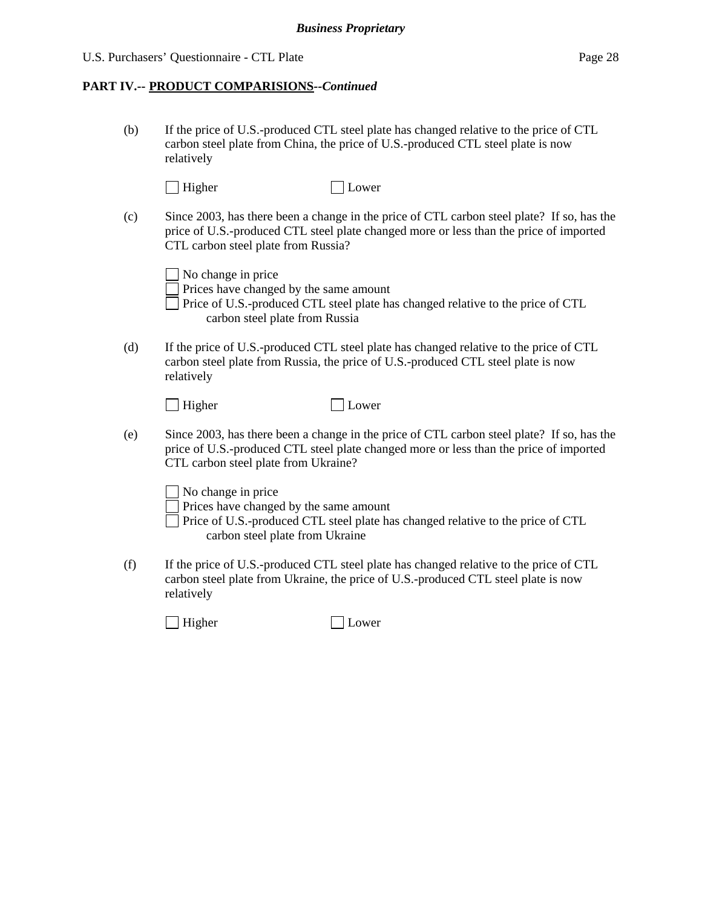**PART IV.-- PRODUCT COMPARISIONS--*Continued***

(b) If the price of U.S.-produced CTL steel plate has changed relative to the price of CTL carbon steel plate from China, the price of U.S.-produced CTL steel plate is now relatively

☐ Higher ☐ Lower

(c) Since 2003, has there been a change in the price of CTL carbon steel plate? If so, has the price of U.S.-produced CTL steel plate changed more or less than the price of imported CTL carbon steel plate from Russia?

☐ No change in price
☐ Prices have changed by the same amount
☐ Price of U.S.-produced CTL steel plate has changed relative to the price of CTL carbon steel plate from Russia

(d) If the price of U.S.-produced CTL steel plate has changed relative to the price of CTL carbon steel plate from Russia, the price of U.S.-produced CTL steel plate is now relatively

☐ Higher ☐ Lower

(e) Since 2003, has there been a change in the price of CTL carbon steel plate? If so, has the price of U.S.-produced CTL steel plate changed more or less than the price of imported CTL carbon steel plate from Ukraine?

☐ No change in price
☐ Prices have changed by the same amount
☐ Price of U.S.-produced CTL steel plate has changed relative to the price of CTL carbon steel plate from Ukraine

(f) If the price of U.S.-produced CTL steel plate has changed relative to the price of CTL carbon steel plate from Ukraine, the price of U.S.-produced CTL steel plate is now relatively

☐ Higher ☐ Lower